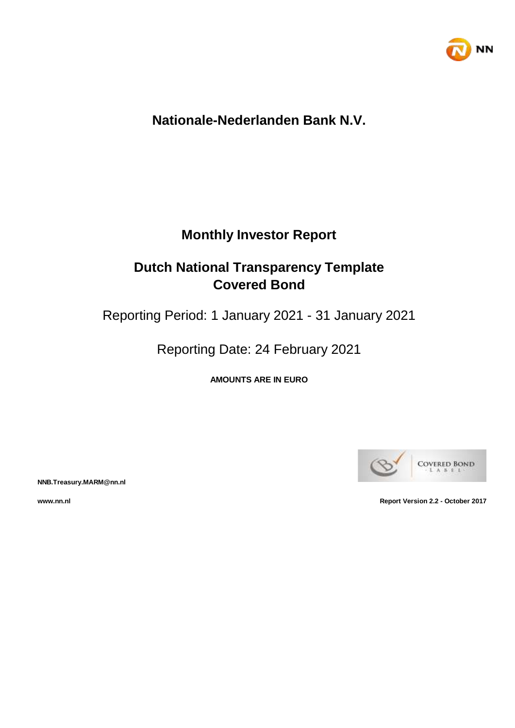NN

# Nationale-Nederlanden Bank N.V.

## Monthly Investor Report

## Dutch National Transparency Template Covered Bond

Reporting Period: 1 January 2021 - 31 January 2021

Reporting Date: 24 February 2021

**AMOUNTS ARE IN EURO**

COVERED BOND LABEL

**NNB.Treasury.MARM@nn.nl**

**www.nn.nl**

**Report Version 2.2 - October 2017**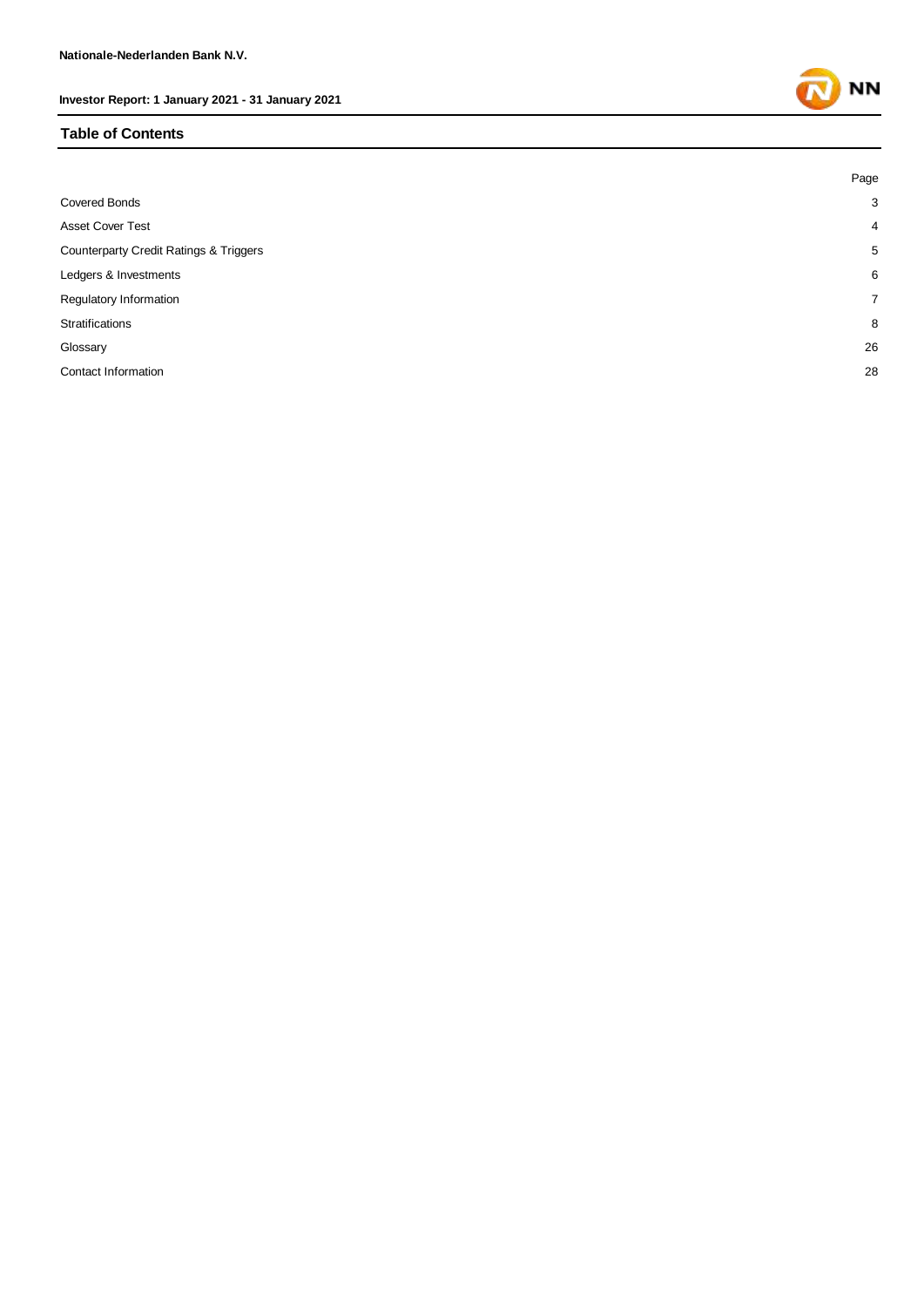## Table of Contents

| | Page |
|---|---|
| Covered Bonds | 3 |
| Asset Cover Test | 4 |
| Counterparty Credit Ratings & Triggers | 5 |
| Ledgers & Investments | 6 |
| Regulatory Information | 7 |
| Stratifications | 8 |
| Glossary | 26 |
| Contact Information | 28 |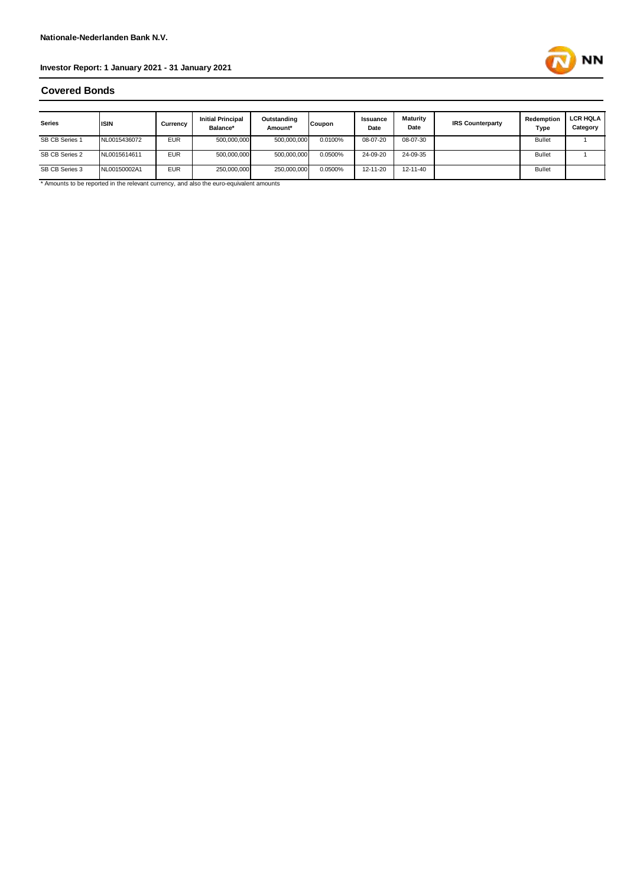**Nationale-Nederlanden Bank N.V.**

**Investor Report: 1 January 2021 - 31 January 2021**

## Covered Bonds

| Series | ISIN | Currency | Initial Principal Balance* | Outstanding Amount* | Coupon | Issuance Date | Maturity Date | IRS Counterparty | Redemption Type | LCR HQLA Category |
|---|---|---|---|---|---|---|---|---|---|---|
| SB CB Series 1 | NL0015436072 | EUR | 500,000,000 | 500,000,000 | 0.0100% | 08-07-20 | 08-07-30 | | Bullet | 1 |
| SB CB Series 2 | NL0015614611 | EUR | 500,000,000 | 500,000,000 | 0.0500% | 24-09-20 | 24-09-35 | | Bullet | 1 |
| SB CB Series 3 | NL00150002A1 | EUR | 250,000,000 | 250,000,000 | 0.0500% | 12-11-20 | 12-11-40 | | Bullet | |

* Amounts to be reported in the relevant currency, and also the euro-equivalent amounts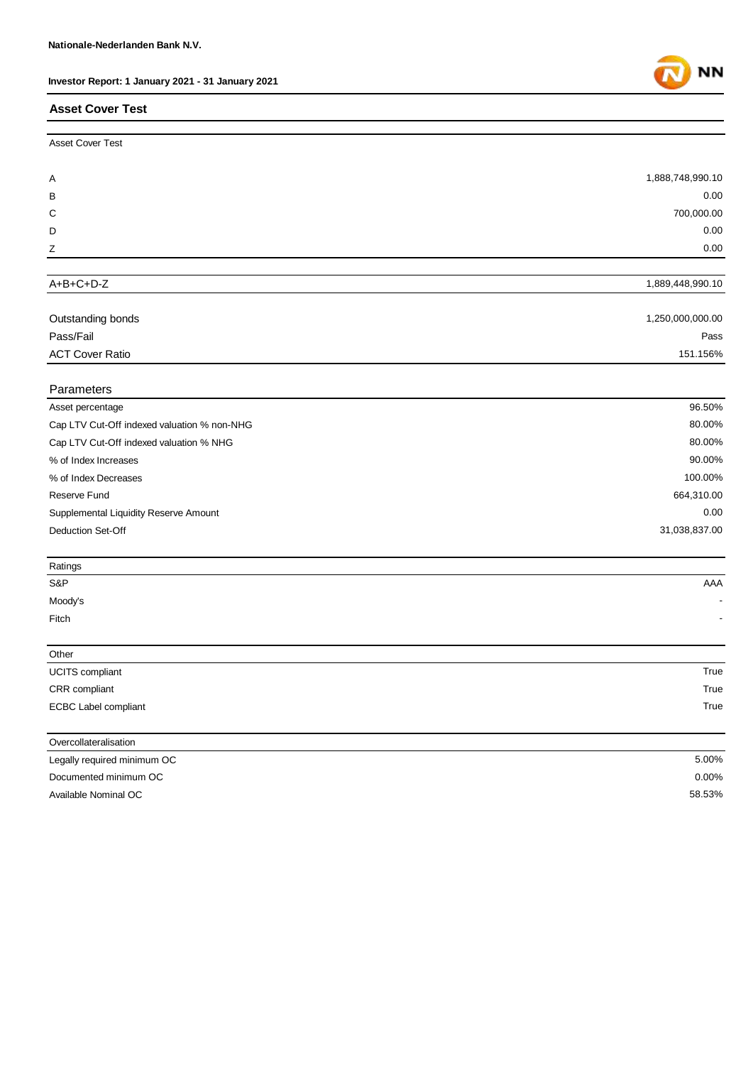## Asset Cover Test

| Asset Cover Test | |
|---|---|
| A | 1,888,748,990.10 |
| B | 0.00 |
| C | 700,000.00 |
| D | 0.00 |
| Z | 0.00 |
| A+B+C+D-Z | 1,889,448,990.10 |
| Outstanding bonds | 1,250,000,000.00 |
| Pass/Fail | Pass |
| ACT Cover Ratio | 151.156% |

| Parameters | |
|---|---|
| Asset percentage | 96.50% |
| Cap LTV Cut-Off indexed valuation % non-NHG | 80.00% |
| Cap LTV Cut-Off indexed valuation % NHG | 80.00% |
| % of Index Increases | 90.00% |
| % of Index Decreases | 100.00% |
| Reserve Fund | 664,310.00 |
| Supplemental Liquidity Reserve Amount | 0.00 |
| Deduction Set-Off | 31,038,837.00 |

| Ratings | |
|---|---|
| S&P | AAA |
| Moody's | - |
| Fitch | - |

| Other | |
|---|---|
| UCITS compliant | True |
| CRR compliant | True |
| ECBC Label compliant | True |

| Overcollateralisation | |
|---|---|
| Legally required minimum OC | 5.00% |
| Documented minimum OC | 0.00% |
| Available Nominal OC | 58.53% |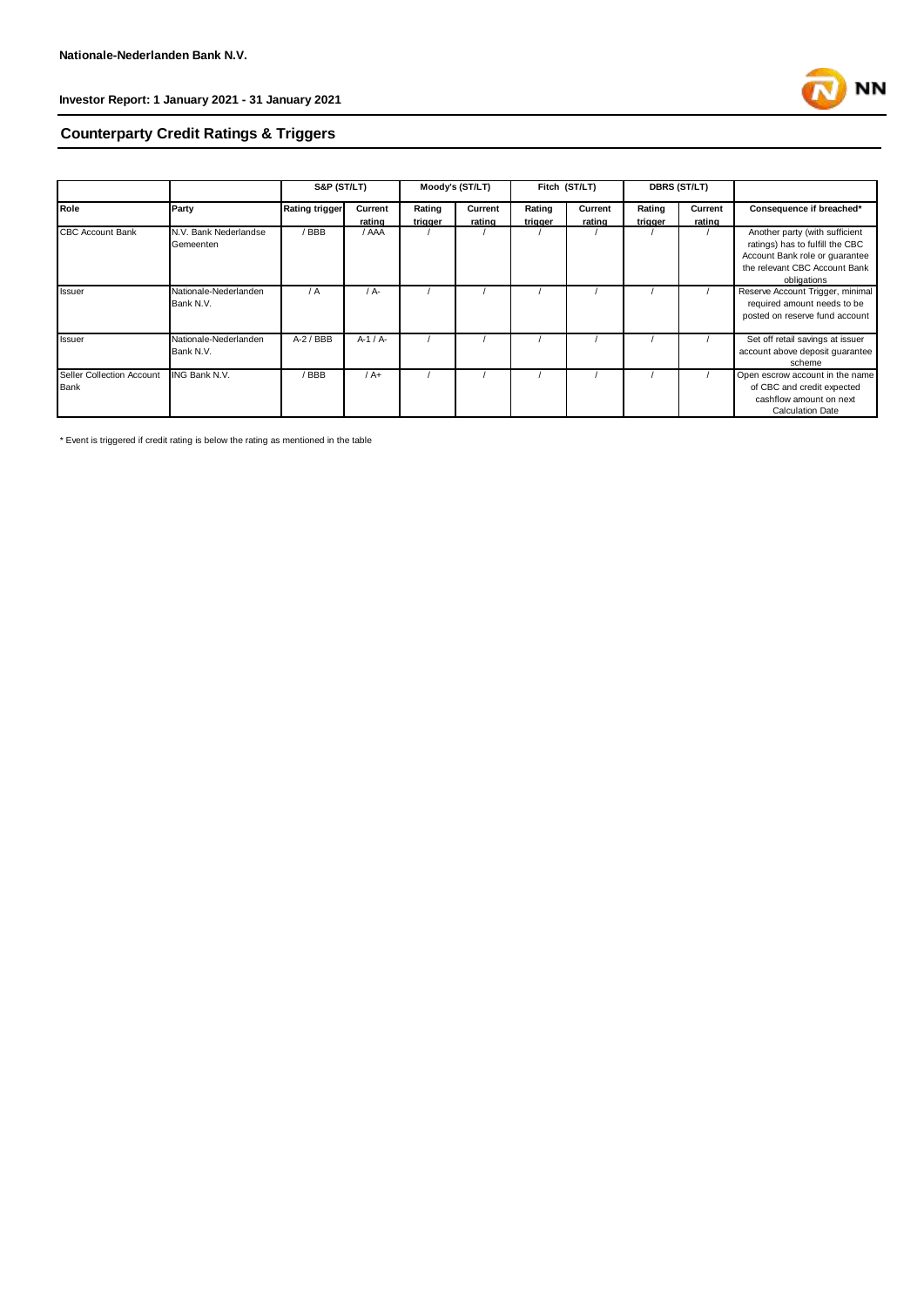## Counterparty Credit Ratings & Triggers

| | | S&P (ST/LT) | | Moody's (ST/LT) | | Fitch (ST/LT) | | DBRS (ST/LT) | | |
|---|---|---|---|---|---|---|---|---|---|---|
| Role | Party | Rating trigger | Current rating | Rating trigger | Current rating | Rating trigger | Current rating | Rating trigger | Current rating | Consequence if breached* |
| CBC Account Bank | N.V. Bank Nederlandse Gemeenten | / BBB | / AAA | / | / | / | / | / | / | Another party (with sufficient ratings) has to fulfill the CBC Account Bank role or guarantee the relevant CBC Account Bank obligations |
| Issuer | Nationale-Nederlanden Bank N.V. | / A | / A- | / | / | / | / | / | / | Reserve Account Trigger, minimal required amount needs to be posted on reserve fund account |
| Issuer | Nationale-Nederlanden Bank N.V. | A-2 / BBB | A-1 / A- | / | / | / | / | / | / | Set off retail savings at issuer account above deposit guarantee scheme |
| Seller Collection Account Bank | ING Bank N.V. | / BBB | / A+ | / | / | / | / | / | / | Open escrow account in the name of CBC and credit expected cashflow amount on next Calculation Date |

* Event is triggered if credit rating is below the rating as mentioned in the table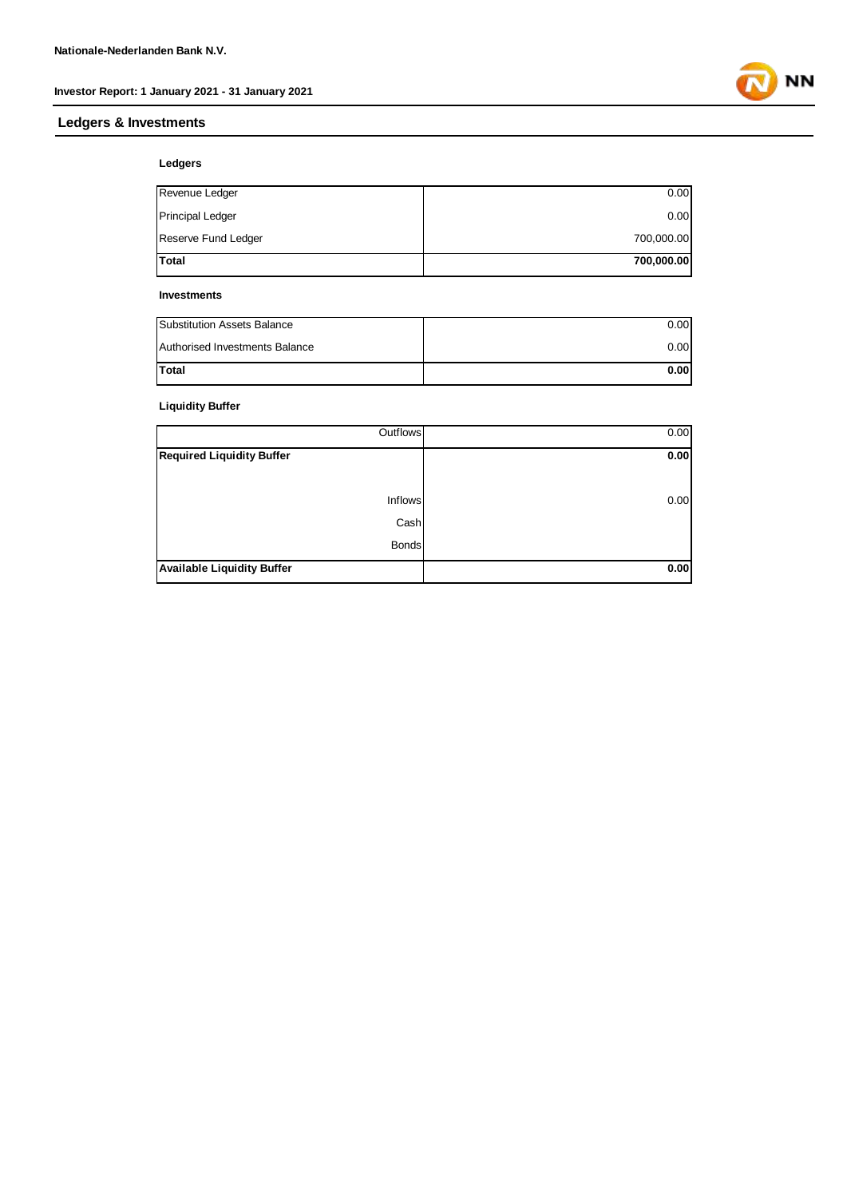Nationale-Nederlanden Bank N.V.

Investor Report: 1 January 2021 - 31 January 2021

## Ledgers & Investments

### Ledgers

| | |
|---|---:|
| Revenue Ledger | 0.00 |
| Principal Ledger | 0.00 |
| Reserve Fund Ledger | 700,000.00 |
| **Total** | **700,000.00** |

### Investments

| | |
|---|---:|
| Substitution Assets Balance | 0.00 |
| Authorised Investments Balance | 0.00 |
| **Total** | **0.00** |

### Liquidity Buffer

| | |
|---:|---:|
| Outflows | 0.00 |
| **Required Liquidity Buffer** | **0.00** |
| Inflows | 0.00 |
| Cash | |
| Bonds | |
| **Available Liquidity Buffer** | **0.00** |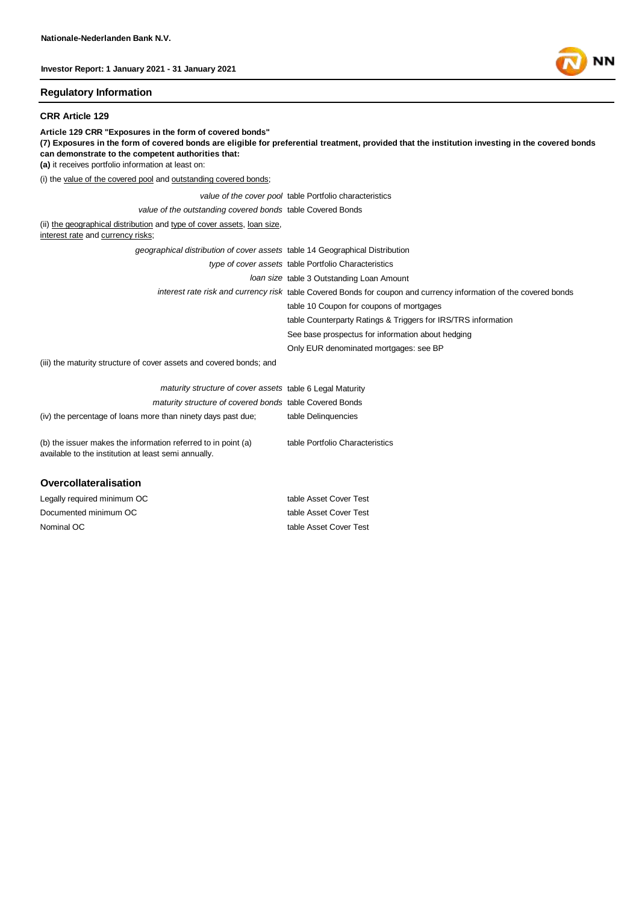## Regulatory Information

### CRR Article 129

**Article 129 CRR "Exposures in the form of covered bonds"**
**(7) Exposures in the form of covered bonds are eligible for preferential treatment, provided that the institution investing in the covered bonds can demonstrate to the competent authorities that:**
**(a)** it receives portfolio information at least on:

(i) the value of the covered pool and outstanding covered bonds;

| | |
|---|---|
| *value of the cover pool* | table Portfolio characteristics |
| *value of the outstanding covered bonds* | table Covered Bonds |

(ii) the geographical distribution and type of cover assets, loan size, interest rate and currency risks;

| | |
|---|---|
| *geographical distribution of cover assets* | table 14 Geographical Distribution |
| *type of cover assets* | table Portfolio Characteristics |
| *loan size* | table 3 Outstanding Loan Amount |
| *interest rate risk and currency risk* | table Covered Bonds for coupon and currency information of the covered bonds |
| | table 10 Coupon for coupons of mortgages |
| | table Counterparty Ratings & Triggers for IRS/TRS information |
| | See base prospectus for information about hedging |
| | Only EUR denominated mortgages: see BP |

(iii) the maturity structure of cover assets and covered bonds; and

| | |
|---|---|
| *maturity structure of cover assets* | table 6 Legal Maturity |
| *maturity structure of covered bonds* | table Covered Bonds |
| (iv) the percentage of loans more than ninety days past due; | table Delinquencies |
| (b) the issuer makes the information referred to in point (a) available to the institution at least semi annually. | table Portfolio Characteristics |

### Overcollateralisation

| | |
|---|---|
| Legally required minimum OC | table Asset Cover Test |
| Documented minimum OC | table Asset Cover Test |
| Nominal OC | table Asset Cover Test |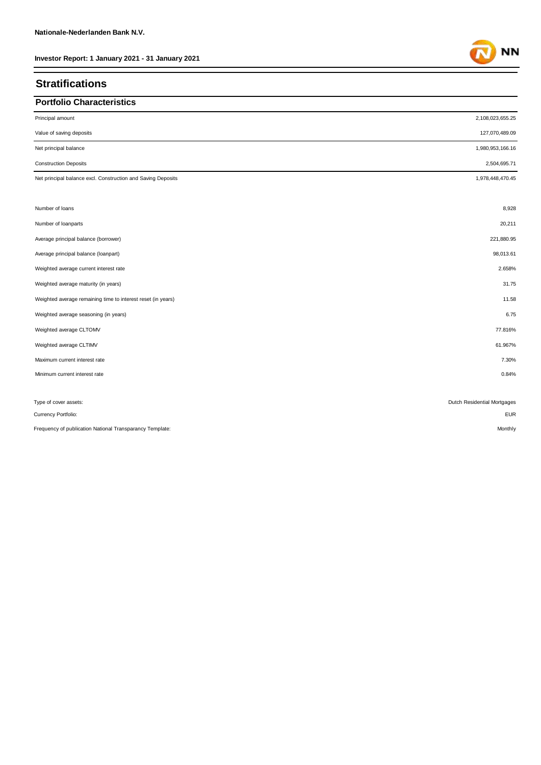# Stratifications

## Portfolio Characteristics

| | |
|---|---|
| Principal amount | 2,108,023,655.25 |
| Value of saving deposits | 127,070,489.09 |
| Net principal balance | 1,980,953,166.16 |
| Construction Deposits | 2,504,695.71 |
| Net principal balance excl. Construction and Saving Deposits | 1,978,448,470.45 |

| | |
|---|---|
| Number of loans | 8,928 |
| Number of loanparts | 20,211 |
| Average principal balance (borrower) | 221,880.95 |
| Average principal balance (loanpart) | 98,013.61 |
| Weighted average current interest rate | 2.658% |
| Weighted average maturity (in years) | 31.75 |
| Weighted average remaining time to interest reset (in years) | 11.58 |
| Weighted average seasoning (in years) | 6.75 |
| Weighted average CLTOMV | 77.816% |
| Weighted average CLTIMV | 61.967% |
| Maximum current interest rate | 7.30% |
| Minimum current interest rate | 0.84% |

| | |
|---|---|
| Type of cover assets: | Dutch Residential Mortgages |
| Currency Portfolio: | EUR |
| Frequency of publication National Transparancy Template: | Monthly |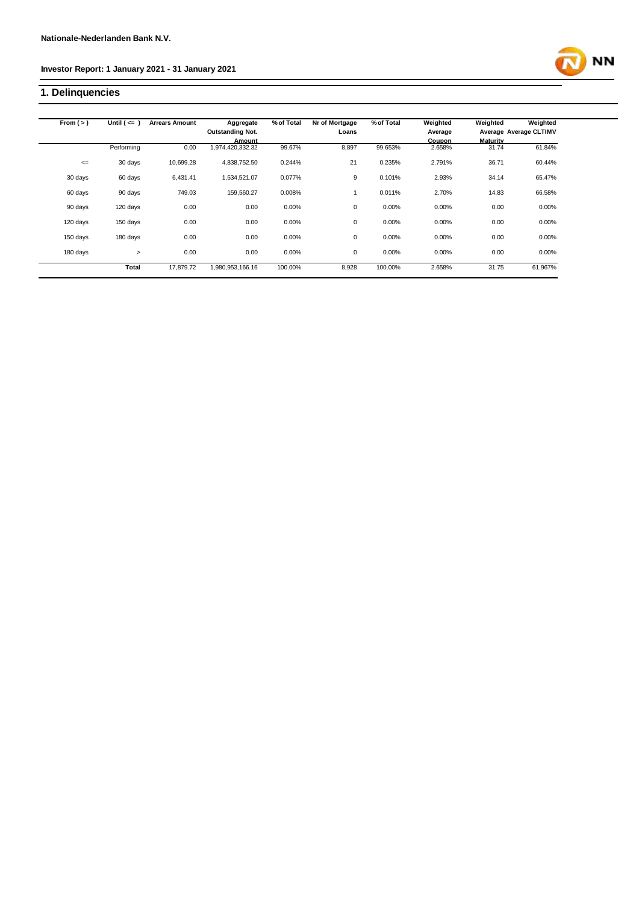**Nationale-Nederlanden Bank N.V.**

**Investor Report: 1 January 2021 - 31 January 2021**

## 1. Delinquencies

| From ( > ) | Until ( <= ) | Arrears Amount | Aggregate Outstanding Not. Amount | % of Total | Nr of Mortgage Loans | % of Total | Weighted Average Coupon | Weighted Average Maturity | Weighted Average CLTIMV |
|---|---|---|---|---|---|---|---|---|---|
| | Performing | 0.00 | 1,974,420,332.32 | 99.67% | 8,897 | 99.653% | 2.658% | 31.74 | 61.84% |
| <= | 30 days | 10,699.28 | 4,838,752.50 | 0.244% | 21 | 0.235% | 2.791% | 36.71 | 60.44% |
| 30 days | 60 days | 6,431.41 | 1,534,521.07 | 0.077% | 9 | 0.101% | 2.93% | 34.14 | 65.47% |
| 60 days | 90 days | 749.03 | 159,560.27 | 0.008% | 1 | 0.011% | 2.70% | 14.83 | 66.58% |
| 90 days | 120 days | 0.00 | 0.00 | 0.00% | 0 | 0.00% | 0.00% | 0.00 | 0.00% |
| 120 days | 150 days | 0.00 | 0.00 | 0.00% | 0 | 0.00% | 0.00% | 0.00 | 0.00% |
| 150 days | 180 days | 0.00 | 0.00 | 0.00% | 0 | 0.00% | 0.00% | 0.00 | 0.00% |
| 180 days | > | 0.00 | 0.00 | 0.00% | 0 | 0.00% | 0.00% | 0.00 | 0.00% |
| | **Total** | 17,879.72 | 1,980,953,166.16 | 100.00% | 8,928 | 100.00% | 2.658% | 31.75 | 61.967% |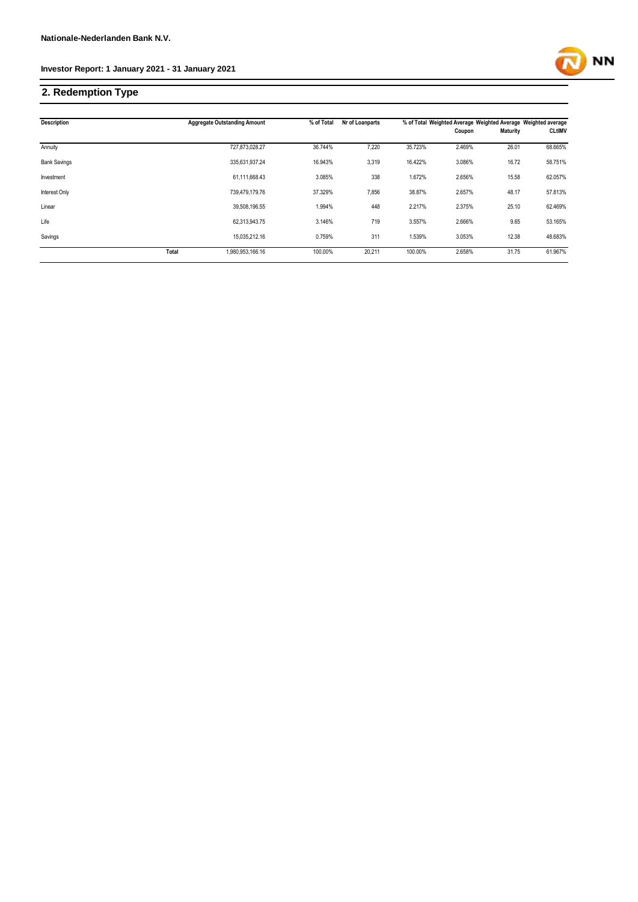## 2. Redemption Type

| Description | Aggregate Outstanding Amount | % of Total | Nr of Loanparts | % of Total | Weighted Average Coupon | Weighted Average Maturity | Weighted average CLtIMV |
|---|---|---|---|---|---|---|---|
| Annuity | 727,873,028.27 | 36.744% | 7,220 | 35.723% | 2.469% | 26.01 | 68.665% |
| Bank Savings | 335,631,937.24 | 16.943% | 3,319 | 16.422% | 3.086% | 16.72 | 58.751% |
| Investment | 61,111,668.43 | 3.085% | 338 | 1.672% | 2.656% | 15.58 | 62.057% |
| Interest Only | 739,479,179.76 | 37.329% | 7,856 | 38.87% | 2.657% | 48.17 | 57.813% |
| Linear | 39,508,196.55 | 1.994% | 448 | 2.217% | 2.375% | 25.10 | 62.469% |
| Life | 62,313,943.75 | 3.146% | 719 | 3.557% | 2.666% | 9.65 | 53.165% |
| Savings | 15,035,212.16 | 0.759% | 311 | 1.539% | 3.053% | 12.38 | 48.683% |
| **Total** | 1,980,953,166.16 | 100.00% | 20,211 | 100.00% | 2.658% | 31.75 | 61.967% |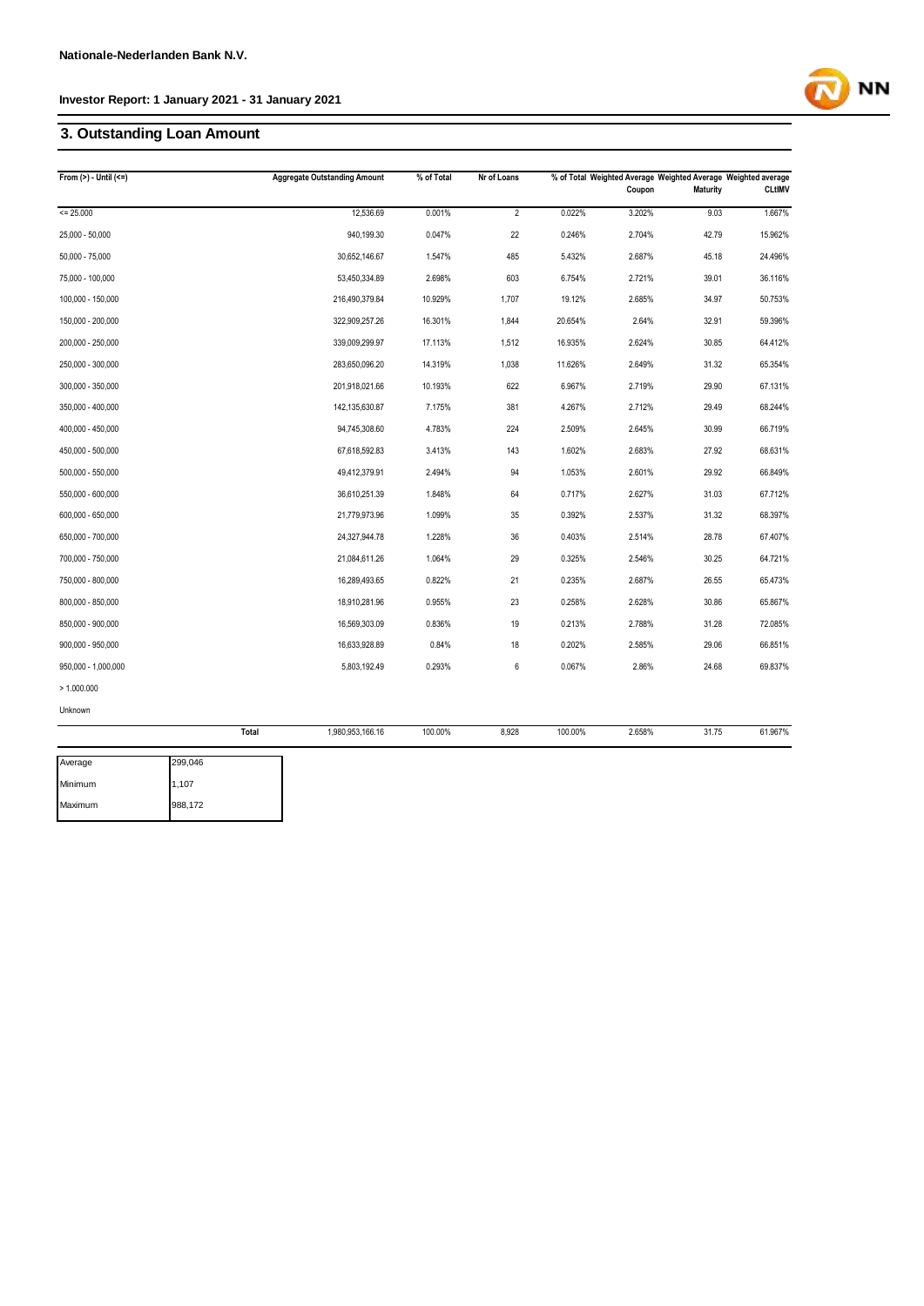**Nationale-Nederlanden Bank N.V.**

**Investor Report: 1 January 2021 - 31 January 2021**

## 3. Outstanding Loan Amount

| From (>) - Until (<=) | Aggregate Outstanding Amount | % of Total | Nr of Loans | % of Total | Weighted Average Coupon | Weighted Average Maturity | Weighted average CLtIMV |
|---|---|---|---|---|---|---|---|
| <= 25.000 | 12,536.69 | 0.001% | 2 | 0.022% | 3.202% | 9.03 | 1.667% |
| 25,000 - 50,000 | 940,199.30 | 0.047% | 22 | 0.246% | 2.704% | 42.79 | 15.962% |
| 50,000 - 75,000 | 30,652,146.67 | 1.547% | 485 | 5.432% | 2.687% | 45.18 | 24.496% |
| 75,000 - 100,000 | 53,450,334.89 | 2.698% | 603 | 6.754% | 2.721% | 39.01 | 36.116% |
| 100,000 - 150,000 | 216,490,379.84 | 10.929% | 1,707 | 19.12% | 2.685% | 34.97 | 50.753% |
| 150,000 - 200,000 | 322,909,257.26 | 16.301% | 1,844 | 20.654% | 2.64% | 32.91 | 59.396% |
| 200,000 - 250,000 | 339,009,299.97 | 17.113% | 1,512 | 16.935% | 2.624% | 30.85 | 64.412% |
| 250,000 - 300,000 | 283,650,096.20 | 14.319% | 1,038 | 11.626% | 2.649% | 31.32 | 65.354% |
| 300,000 - 350,000 | 201,918,021.66 | 10.193% | 622 | 6.967% | 2.719% | 29.90 | 67.131% |
| 350,000 - 400,000 | 142,135,630.87 | 7.175% | 381 | 4.267% | 2.712% | 29.49 | 68.244% |
| 400,000 - 450,000 | 94,745,308.60 | 4.783% | 224 | 2.509% | 2.645% | 30.99 | 66.719% |
| 450,000 - 500,000 | 67,618,592.83 | 3.413% | 143 | 1.602% | 2.683% | 27.92 | 68.631% |
| 500,000 - 550,000 | 49,412,379.91 | 2.494% | 94 | 1.053% | 2.601% | 29.92 | 66.849% |
| 550,000 - 600,000 | 36,610,251.39 | 1.848% | 64 | 0.717% | 2.627% | 31.03 | 67.712% |
| 600,000 - 650,000 | 21,779,973.96 | 1.099% | 35 | 0.392% | 2.537% | 31.32 | 68.397% |
| 650,000 - 700,000 | 24,327,944.78 | 1.228% | 36 | 0.403% | 2.514% | 28.78 | 67.407% |
| 700,000 - 750,000 | 21,084,611.26 | 1.064% | 29 | 0.325% | 2.546% | 30.25 | 64.721% |
| 750,000 - 800,000 | 16,289,493.65 | 0.822% | 21 | 0.235% | 2.687% | 26.55 | 65.473% |
| 800,000 - 850,000 | 18,910,281.96 | 0.955% | 23 | 0.258% | 2.628% | 30.86 | 65.867% |
| 850,000 - 900,000 | 16,569,303.09 | 0.836% | 19 | 0.213% | 2.788% | 31.28 | 72.085% |
| 900,000 - 950,000 | 16,633,928.89 | 0.84% | 18 | 0.202% | 2.585% | 29.06 | 66.851% |
| 950,000 - 1,000,000 | 5,803,192.49 | 0.293% | 6 | 0.067% | 2.86% | 24.68 | 69.837% |
| > 1.000.000 | | | | | | | |
| Unknown | | | | | | | |
| **Total** | 1,980,953,166.16 | 100.00% | 8,928 | 100.00% | 2.658% | 31.75 | 61.967% |

| | |
|---|---|
| Average | 299,046 |
| Minimum | 1,107 |
| Maximum | 988,172 |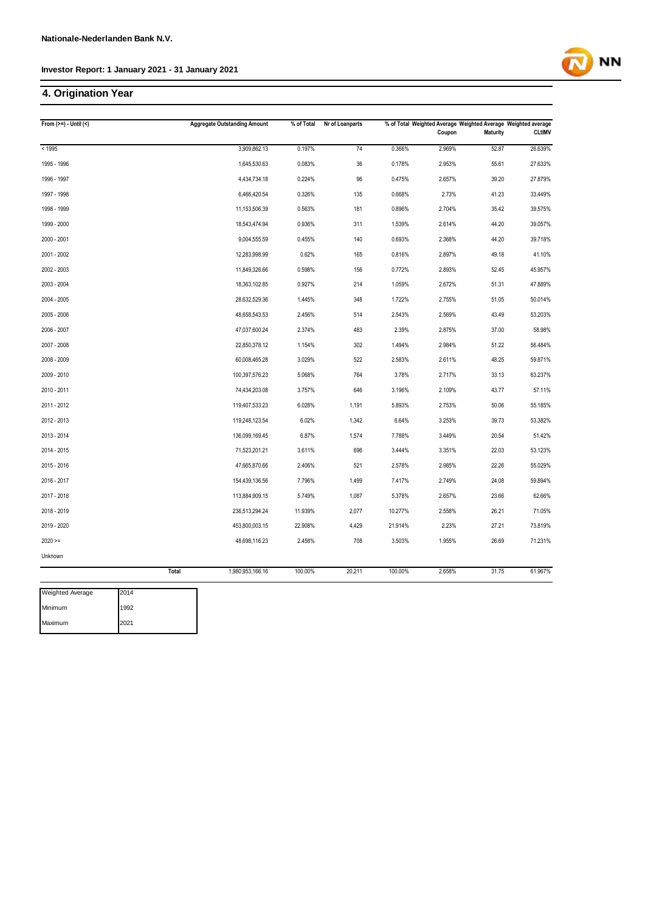**Nationale-Nederlanden Bank N.V.**

**Investor Report: 1 January 2021 - 31 January 2021**

## 4. Origination Year

| From (>=) - Until (<) | Aggregate Outstanding Amount | % of Total | Nr of Loanparts | % of Total | Weighted Average Coupon | Weighted Average Maturity | Weighted average CLtIMV |
|---|---|---|---|---|---|---|---|
| < 1995 | 3,909,862.13 | 0.197% | 74 | 0.366% | 2.969% | 52.87 | 26.639% |
| 1995 - 1996 | 1,645,530.63 | 0.083% | 36 | 0.178% | 2.953% | 55.61 | 27.633% |
| 1996 - 1997 | 4,434,734.18 | 0.224% | 96 | 0.475% | 2.657% | 39.20 | 27.879% |
| 1997 - 1998 | 6,466,420.54 | 0.326% | 135 | 0.668% | 2.73% | 41.23 | 33.449% |
| 1998 - 1999 | 11,153,506.39 | 0.563% | 181 | 0.896% | 2.704% | 35.42 | 39.575% |
| 1999 - 2000 | 18,543,474.94 | 0.936% | 311 | 1.539% | 2.614% | 44.20 | 39.057% |
| 2000 - 2001 | 9,004,555.59 | 0.455% | 140 | 0.693% | 2.368% | 44.20 | 39.718% |
| 2001 - 2002 | 12,283,998.99 | 0.62% | 165 | 0.816% | 2.897% | 49.18 | 41.10% |
| 2002 - 2003 | 11,849,326.66 | 0.598% | 156 | 0.772% | 2.893% | 52.45 | 45.957% |
| 2003 - 2004 | 18,363,102.85 | 0.927% | 214 | 1.059% | 2.672% | 51.31 | 47.889% |
| 2004 - 2005 | 28,632,529.36 | 1.445% | 348 | 1.722% | 2.755% | 51.05 | 50.014% |
| 2005 - 2006 | 48,658,543.53 | 2.456% | 514 | 2.543% | 2.569% | 43.49 | 53.203% |
| 2006 - 2007 | 47,037,600.24 | 2.374% | 483 | 2.39% | 2.875% | 37.00 | 58.98% |
| 2007 - 2008 | 22,850,378.12 | 1.154% | 302 | 1.494% | 2.984% | 51.22 | 56.484% |
| 2008 - 2009 | 60,008,465.28 | 3.029% | 522 | 2.583% | 2.611% | 48.25 | 59.871% |
| 2009 - 2010 | 100,397,576.23 | 5.068% | 764 | 3.78% | 2.717% | 33.13 | 63.237% |
| 2010 - 2011 | 74,434,203.08 | 3.757% | 646 | 3.196% | 2.109% | 43.77 | 57.11% |
| 2011 - 2012 | 119,407,533.23 | 6.028% | 1,191 | 5.893% | 2.753% | 50.06 | 55.185% |
| 2012 - 2013 | 119,248,123.54 | 6.02% | 1,342 | 6.64% | 3.253% | 39.73 | 53.382% |
| 2013 - 2014 | 136,099,169.45 | 6.87% | 1,574 | 7.788% | 3.449% | 20.54 | 51.42% |
| 2014 - 2015 | 71,523,201.21 | 3.611% | 696 | 3.444% | 3.351% | 22.03 | 53.123% |
| 2015 - 2016 | 47,665,870.66 | 2.406% | 521 | 2.578% | 2.985% | 22.26 | 55.029% |
| 2016 - 2017 | 154,439,136.56 | 7.796% | 1,499 | 7.417% | 2.749% | 24.08 | 59.894% |
| 2017 - 2018 | 113,884,909.15 | 5.749% | 1,087 | 5.378% | 2.657% | 23.66 | 62.66% |
| 2018 - 2019 | 236,513,294.24 | 11.939% | 2,077 | 10.277% | 2.558% | 26.21 | 71.05% |
| 2019 - 2020 | 453,800,003.15 | 22.908% | 4,429 | 21.914% | 2.23% | 27.21 | 73.819% |
| 2020 >= | 48,698,116.23 | 2.458% | 708 | 3.503% | 1.955% | 26.69 | 71.231% |
| Unknown | | | | | | | |
| **Total** | 1,980,953,166.16 | 100.00% | 20,211 | 100.00% | 2.658% | 31.75 | 61.967% |

| Weighted Average | 2014 |
|---|---|
| Minimum | 1992 |
| Maximum | 2021 |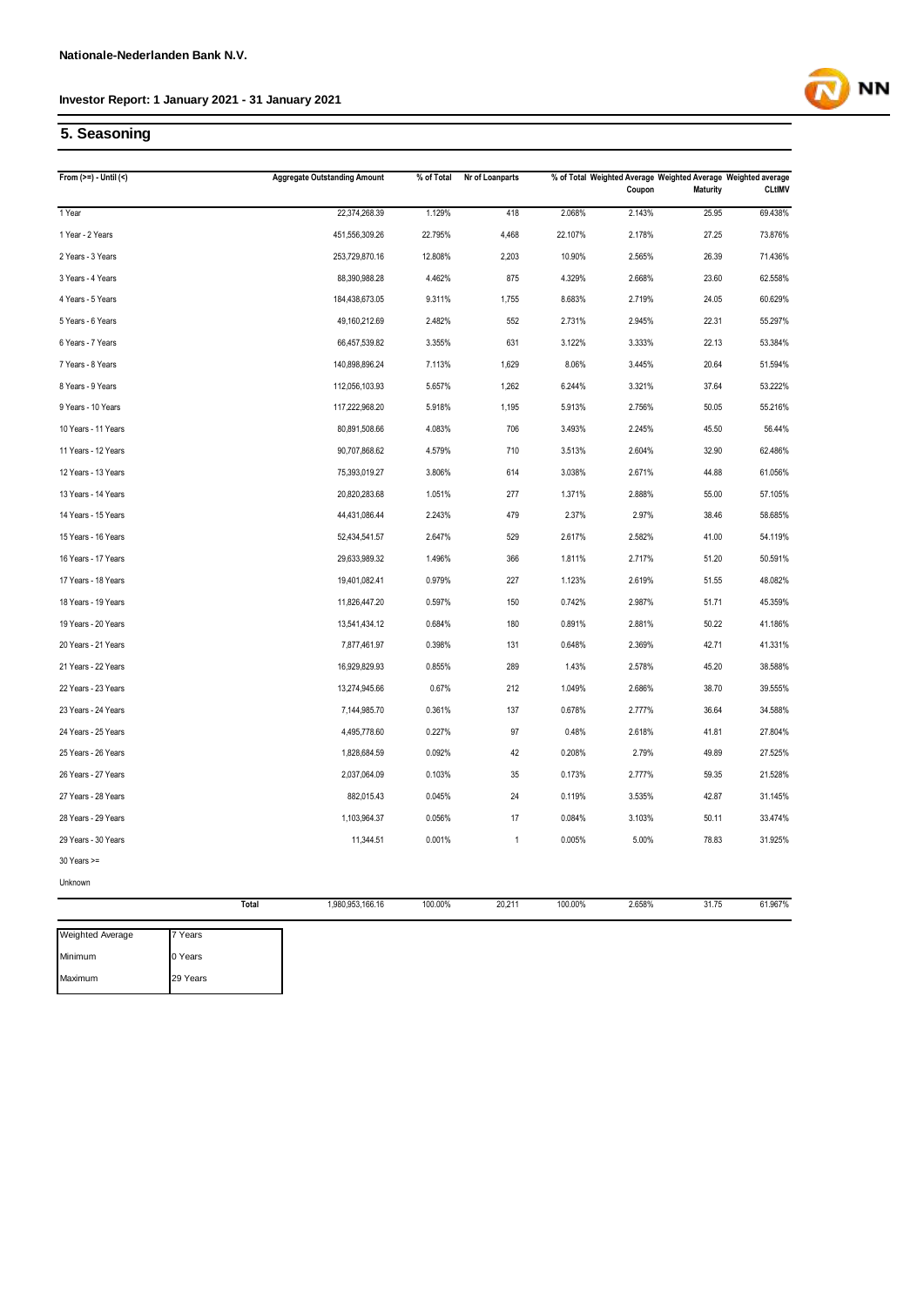## 5. Seasoning

| From (>=) - Until (<) | Aggregate Outstanding Amount | % of Total | Nr of Loanparts | % of Total | Weighted Average Coupon | Weighted Average Maturity | Weighted average CLtIMV |
|---|---|---|---|---|---|---|---|
| 1 Year | 22,374,268.39 | 1.129% | 418 | 2.068% | 2.143% | 25.95 | 69.438% |
| 1 Year - 2 Years | 451,556,309.26 | 22.795% | 4,468 | 22.107% | 2.178% | 27.25 | 73.876% |
| 2 Years - 3 Years | 253,729,870.16 | 12.808% | 2,203 | 10.90% | 2.565% | 26.39 | 71.436% |
| 3 Years - 4 Years | 88,390,988.28 | 4.462% | 875 | 4.329% | 2.668% | 23.60 | 62.558% |
| 4 Years - 5 Years | 184,438,673.05 | 9.311% | 1,755 | 8.683% | 2.719% | 24.05 | 60.629% |
| 5 Years - 6 Years | 49,160,212.69 | 2.482% | 552 | 2.731% | 2.945% | 22.31 | 55.297% |
| 6 Years - 7 Years | 66,457,539.82 | 3.355% | 631 | 3.122% | 3.333% | 22.13 | 53.384% |
| 7 Years - 8 Years | 140,898,896.24 | 7.113% | 1,629 | 8.06% | 3.445% | 20.64 | 51.594% |
| 8 Years - 9 Years | 112,056,103.93 | 5.657% | 1,262 | 6.244% | 3.321% | 37.64 | 53.222% |
| 9 Years - 10 Years | 117,222,968.20 | 5.918% | 1,195 | 5.913% | 2.756% | 50.05 | 55.216% |
| 10 Years - 11 Years | 80,891,508.66 | 4.083% | 706 | 3.493% | 2.245% | 45.50 | 56.44% |
| 11 Years - 12 Years | 90,707,868.62 | 4.579% | 710 | 3.513% | 2.604% | 32.90 | 62.486% |
| 12 Years - 13 Years | 75,393,019.27 | 3.806% | 614 | 3.038% | 2.671% | 44.88 | 61.056% |
| 13 Years - 14 Years | 20,820,283.68 | 1.051% | 277 | 1.371% | 2.888% | 55.00 | 57.105% |
| 14 Years - 15 Years | 44,431,086.44 | 2.243% | 479 | 2.37% | 2.97% | 38.46 | 58.685% |
| 15 Years - 16 Years | 52,434,541.57 | 2.647% | 529 | 2.617% | 2.582% | 41.00 | 54.119% |
| 16 Years - 17 Years | 29,633,989.32 | 1.496% | 366 | 1.811% | 2.717% | 51.20 | 50.591% |
| 17 Years - 18 Years | 19,401,082.41 | 0.979% | 227 | 1.123% | 2.619% | 51.55 | 48.082% |
| 18 Years - 19 Years | 11,826,447.20 | 0.597% | 150 | 0.742% | 2.987% | 51.71 | 45.359% |
| 19 Years - 20 Years | 13,541,434.12 | 0.684% | 180 | 0.891% | 2.881% | 50.22 | 41.186% |
| 20 Years - 21 Years | 7,877,461.97 | 0.398% | 131 | 0.648% | 2.369% | 42.71 | 41.331% |
| 21 Years - 22 Years | 16,929,829.93 | 0.855% | 289 | 1.43% | 2.578% | 45.20 | 38.588% |
| 22 Years - 23 Years | 13,274,945.66 | 0.67% | 212 | 1.049% | 2.686% | 38.70 | 39.555% |
| 23 Years - 24 Years | 7,144,985.70 | 0.361% | 137 | 0.678% | 2.777% | 36.64 | 34.588% |
| 24 Years - 25 Years | 4,495,778.60 | 0.227% | 97 | 0.48% | 2.618% | 41.81 | 27.804% |
| 25 Years - 26 Years | 1,828,684.59 | 0.092% | 42 | 0.208% | 2.79% | 49.89 | 27.525% |
| 26 Years - 27 Years | 2,037,064.09 | 0.103% | 35 | 0.173% | 2.777% | 59.35 | 21.528% |
| 27 Years - 28 Years | 882,015.43 | 0.045% | 24 | 0.119% | 3.535% | 42.87 | 31.145% |
| 28 Years - 29 Years | 1,103,964.37 | 0.056% | 17 | 0.084% | 3.103% | 50.11 | 33.474% |
| 29 Years - 30 Years | 11,344.51 | 0.001% | 1 | 0.005% | 5.00% | 78.83 | 31.925% |
| 30 Years >= | | | | | | | |
| Unknown | | | | | | | |
| **Total** | 1,980,953,166.16 | 100.00% | 20,211 | 100.00% | 2.658% | 31.75 | 61.967% |

| | |
|---|---|
| Weighted Average | 7 Years |
| Minimum | 0 Years |
| Maximum | 29 Years |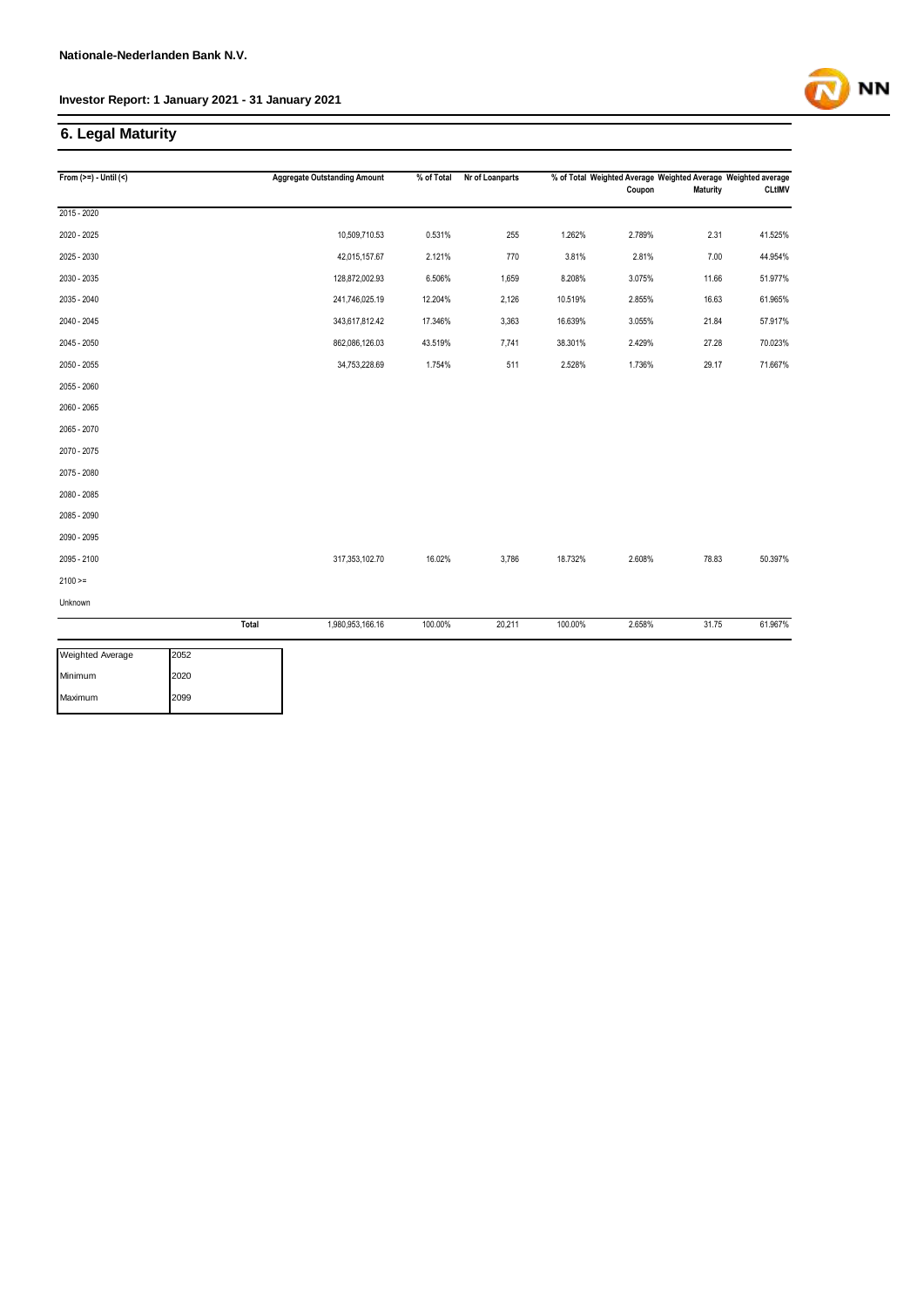## 6. Legal Maturity

| From (>=) - Until (<) | | Aggregate Outstanding Amount | % of Total | Nr of Loanparts | % of Total | Weighted Average Coupon | Weighted Average Maturity | Weighted average CLtIMV |
|---|---|---|---|---|---|---|---|---|
| 2015 - 2020 | | | | | | | | |
| 2020 - 2025 | | 10,509,710.53 | 0.531% | 255 | 1.262% | 2.789% | 2.31 | 41.525% |
| 2025 - 2030 | | 42,015,157.67 | 2.121% | 770 | 3.81% | 2.81% | 7.00 | 44.954% |
| 2030 - 2035 | | 128,872,002.93 | 6.506% | 1,659 | 8.208% | 3.075% | 11.66 | 51.977% |
| 2035 - 2040 | | 241,746,025.19 | 12.204% | 2,126 | 10.519% | 2.855% | 16.63 | 61.965% |
| 2040 - 2045 | | 343,617,812.42 | 17.346% | 3,363 | 16.639% | 3.055% | 21.84 | 57.917% |
| 2045 - 2050 | | 862,086,126.03 | 43.519% | 7,741 | 38.301% | 2.429% | 27.28 | 70.023% |
| 2050 - 2055 | | 34,753,228.69 | 1.754% | 511 | 2.528% | 1.736% | 29.17 | 71.667% |
| 2055 - 2060 | | | | | | | | |
| 2060 - 2065 | | | | | | | | |
| 2065 - 2070 | | | | | | | | |
| 2070 - 2075 | | | | | | | | |
| 2075 - 2080 | | | | | | | | |
| 2080 - 2085 | | | | | | | | |
| 2085 - 2090 | | | | | | | | |
| 2090 - 2095 | | | | | | | | |
| 2095 - 2100 | | 317,353,102.70 | 16.02% | 3,786 | 18.732% | 2.608% | 78.83 | 50.397% |
| 2100 >= | | | | | | | | |
| Unknown | | | | | | | | |
| | Total | 1,980,953,166.16 | 100.00% | 20,211 | 100.00% | 2.658% | 31.75 | 61.967% |

| | |
|---|---|
| Weighted Average | 2052 |
| Minimum | 2020 |
| Maximum | 2099 |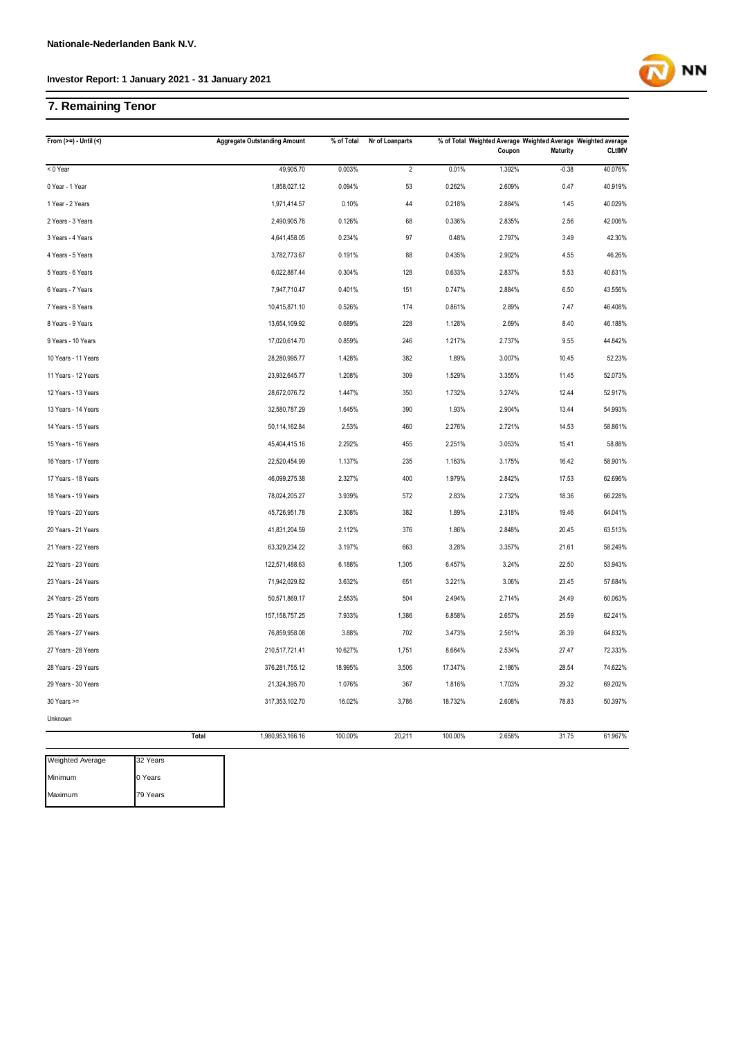## 7. Remaining Tenor

| From (>=) - Until (<) | Aggregate Outstanding Amount | % of Total | Nr of Loanparts | % of Total | Weighted Average Coupon | Weighted Average Maturity | Weighted average CLtIMV |
|---|---|---|---|---|---|---|---|
| < 0 Year | 49,905.70 | 0.003% | 2 | 0.01% | 1.392% | -0.38 | 40.076% |
| 0 Year - 1 Year | 1,858,027.12 | 0.094% | 53 | 0.262% | 2.609% | 0.47 | 40.919% |
| 1 Year - 2 Years | 1,971,414.57 | 0.10% | 44 | 0.218% | 2.884% | 1.45 | 40.029% |
| 2 Years - 3 Years | 2,490,905.76 | 0.126% | 68 | 0.336% | 2.835% | 2.56 | 42.006% |
| 3 Years - 4 Years | 4,641,458.05 | 0.234% | 97 | 0.48% | 2.797% | 3.49 | 42.30% |
| 4 Years - 5 Years | 3,782,773.67 | 0.191% | 88 | 0.435% | 2.902% | 4.55 | 46.26% |
| 5 Years - 6 Years | 6,022,887.44 | 0.304% | 128 | 0.633% | 2.837% | 5.53 | 40.631% |
| 6 Years - 7 Years | 7,947,710.47 | 0.401% | 151 | 0.747% | 2.884% | 6.50 | 43.556% |
| 7 Years - 8 Years | 10,415,871.10 | 0.526% | 174 | 0.861% | 2.89% | 7.47 | 46.408% |
| 8 Years - 9 Years | 13,654,109.92 | 0.689% | 228 | 1.128% | 2.69% | 8.40 | 46.188% |
| 9 Years - 10 Years | 17,020,614.70 | 0.859% | 246 | 1.217% | 2.737% | 9.55 | 44.842% |
| 10 Years - 11 Years | 28,280,995.77 | 1.428% | 382 | 1.89% | 3.007% | 10.45 | 52.23% |
| 11 Years - 12 Years | 23,932,645.77 | 1.208% | 309 | 1.529% | 3.355% | 11.45 | 52.073% |
| 12 Years - 13 Years | 28,672,076.72 | 1.447% | 350 | 1.732% | 3.274% | 12.44 | 52.917% |
| 13 Years - 14 Years | 32,580,787.29 | 1.645% | 390 | 1.93% | 2.904% | 13.44 | 54.993% |
| 14 Years - 15 Years | 50,114,162.84 | 2.53% | 460 | 2.276% | 2.721% | 14.53 | 58.861% |
| 15 Years - 16 Years | 45,404,415.16 | 2.292% | 455 | 2.251% | 3.053% | 15.41 | 58.88% |
| 16 Years - 17 Years | 22,520,454.99 | 1.137% | 235 | 1.163% | 3.175% | 16.42 | 58.901% |
| 17 Years - 18 Years | 46,099,275.38 | 2.327% | 400 | 1.979% | 2.842% | 17.53 | 62.696% |
| 18 Years - 19 Years | 78,024,205.27 | 3.939% | 572 | 2.83% | 2.732% | 18.36 | 66.228% |
| 19 Years - 20 Years | 45,726,951.78 | 2.308% | 382 | 1.89% | 2.318% | 19.46 | 64.041% |
| 20 Years - 21 Years | 41,831,204.59 | 2.112% | 376 | 1.86% | 2.848% | 20.45 | 63.513% |
| 21 Years - 22 Years | 63,329,234.22 | 3.197% | 663 | 3.28% | 3.357% | 21.61 | 58.249% |
| 22 Years - 23 Years | 122,571,488.63 | 6.188% | 1,305 | 6.457% | 3.24% | 22.50 | 53.943% |
| 23 Years - 24 Years | 71,942,029.82 | 3.632% | 651 | 3.221% | 3.06% | 23.45 | 57.684% |
| 24 Years - 25 Years | 50,571,869.17 | 2.553% | 504 | 2.494% | 2.714% | 24.49 | 60.063% |
| 25 Years - 26 Years | 157,158,757.25 | 7.933% | 1,386 | 6.858% | 2.657% | 25.59 | 62.241% |
| 26 Years - 27 Years | 76,859,958.08 | 3.88% | 702 | 3.473% | 2.561% | 26.39 | 64.832% |
| 27 Years - 28 Years | 210,517,721.41 | 10.627% | 1,751 | 8.664% | 2.534% | 27.47 | 72.333% |
| 28 Years - 29 Years | 376,281,755.12 | 18.995% | 3,506 | 17.347% | 2.186% | 28.54 | 74.622% |
| 29 Years - 30 Years | 21,324,395.70 | 1.076% | 367 | 1.816% | 1.703% | 29.32 | 69.202% |
| 30 Years >= | 317,353,102.70 | 16.02% | 3,786 | 18.732% | 2.608% | 78.83 | 50.397% |
| Unknown | | | | | | | |
| Total | 1,980,953,166.16 | 100.00% | 20,211 | 100.00% | 2.658% | 31.75 | 61.967% |

| | |
|---|---|
| Weighted Average | 32 Years |
| Minimum | 0 Years |
| Maximum | 79 Years |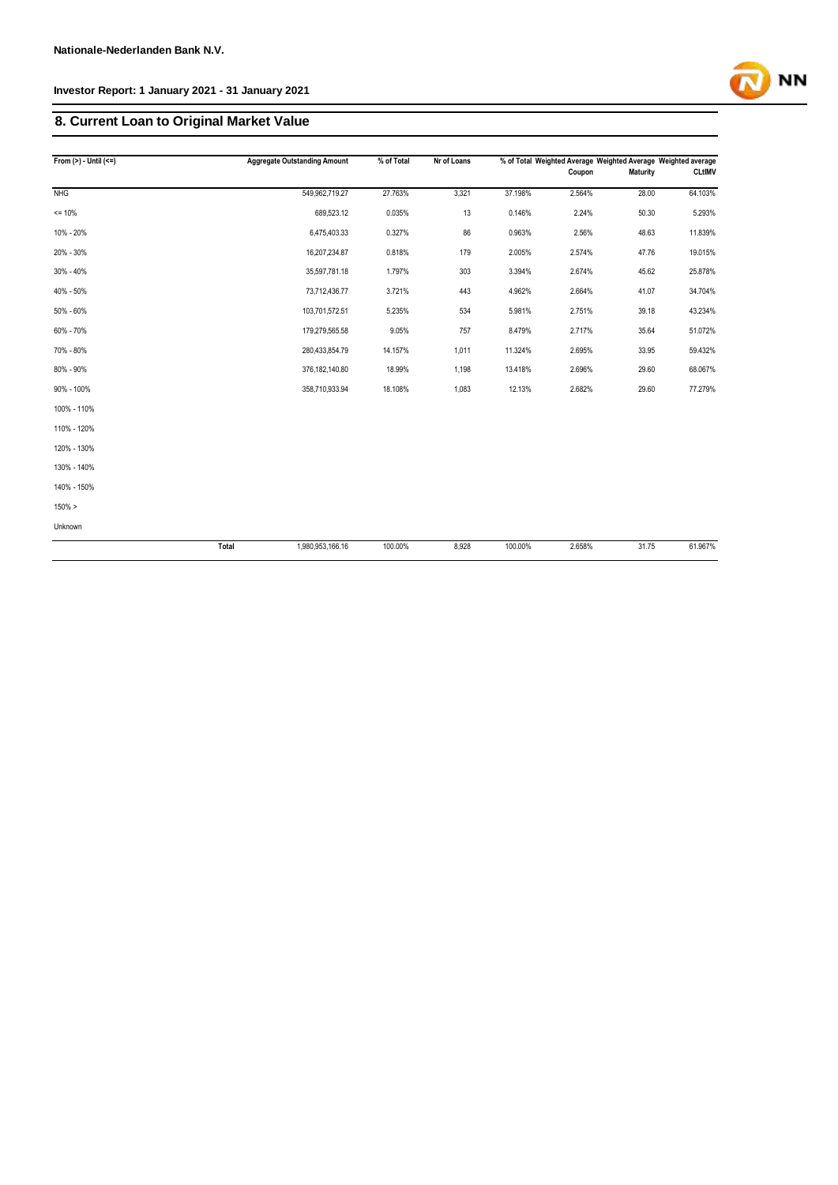# 8. Current Loan to Original Market Value

| From (>) - Until (<=) | | Aggregate Outstanding Amount | % of Total | Nr of Loans | % of Total | Weighted Average Coupon | Weighted Average Maturity | Weighted average CLtIMV |
|---|---|---|---|---|---|---|---|---|
| NHG | | 549,962,719.27 | 27.763% | 3,321 | 37.198% | 2.564% | 28.00 | 64.103% |
| <= 10% | | 689,523.12 | 0.035% | 13 | 0.146% | 2.24% | 50.30 | 5.293% |
| 10% - 20% | | 6,475,403.33 | 0.327% | 86 | 0.963% | 2.56% | 48.63 | 11.839% |
| 20% - 30% | | 16,207,234.87 | 0.818% | 179 | 2.005% | 2.574% | 47.76 | 19.015% |
| 30% - 40% | | 35,597,781.18 | 1.797% | 303 | 3.394% | 2.674% | 45.62 | 25.878% |
| 40% - 50% | | 73,712,436.77 | 3.721% | 443 | 4.962% | 2.664% | 41.07 | 34.704% |
| 50% - 60% | | 103,701,572.51 | 5.235% | 534 | 5.981% | 2.751% | 39.18 | 43.234% |
| 60% - 70% | | 179,279,565.58 | 9.05% | 757 | 8.479% | 2.717% | 35.64 | 51.072% |
| 70% - 80% | | 280,433,854.79 | 14.157% | 1,011 | 11.324% | 2.695% | 33.95 | 59.432% |
| 80% - 90% | | 376,182,140.80 | 18.99% | 1,198 | 13.418% | 2.696% | 29.60 | 68.067% |
| 90% - 100% | | 358,710,933.94 | 18.108% | 1,083 | 12.13% | 2.682% | 29.60 | 77.279% |
| 100% - 110% | | | | | | | | |
| 110% - 120% | | | | | | | | |
| 120% - 130% | | | | | | | | |
| 130% - 140% | | | | | | | | |
| 140% - 150% | | | | | | | | |
| 150% > | | | | | | | | |
| Unknown | | | | | | | | |
| | Total | 1,980,953,166.16 | 100.00% | 8,928 | 100.00% | 2.658% | 31.75 | 61.967% |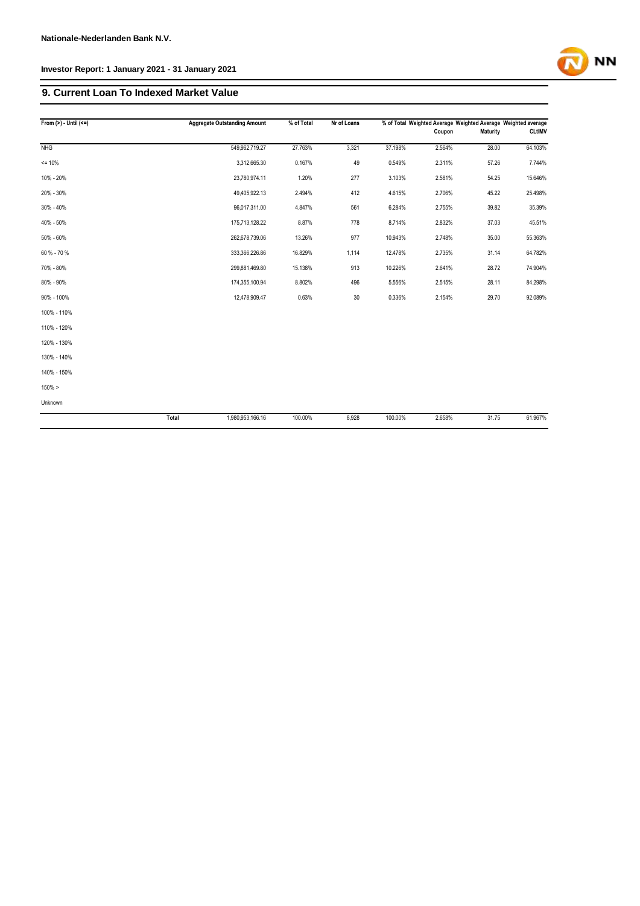**Nationale-Nederlanden Bank N.V.**

**Investor Report: 1 January 2021 - 31 January 2021**

## 9. Current Loan To Indexed Market Value

| From (>) - Until (<=) | | Aggregate Outstanding Amount | % of Total | Nr of Loans | % of Total | Weighted Average Coupon | Weighted Average Maturity | Weighted average CLtIMV |
|---|---|---|---|---|---|---|---|---|
| NHG | | 549,962,719.27 | 27.763% | 3,321 | 37.198% | 2.564% | 28.00 | 64.103% |
| <= 10% | | 3,312,665.30 | 0.167% | 49 | 0.549% | 2.311% | 57.26 | 7.744% |
| 10% - 20% | | 23,780,974.11 | 1.20% | 277 | 3.103% | 2.581% | 54.25 | 15.646% |
| 20% - 30% | | 49,405,922.13 | 2.494% | 412 | 4.615% | 2.706% | 45.22 | 25.498% |
| 30% - 40% | | 96,017,311.00 | 4.847% | 561 | 6.284% | 2.755% | 39.82 | 35.39% |
| 40% - 50% | | 175,713,128.22 | 8.87% | 778 | 8.714% | 2.832% | 37.03 | 45.51% |
| 50% - 60% | | 262,678,739.06 | 13.26% | 977 | 10.943% | 2.748% | 35.00 | 55.363% |
| 60 % - 70 % | | 333,366,226.86 | 16.829% | 1,114 | 12.478% | 2.735% | 31.14 | 64.782% |
| 70% - 80% | | 299,881,469.80 | 15.138% | 913 | 10.226% | 2.641% | 28.72 | 74.904% |
| 80% - 90% | | 174,355,100.94 | 8.802% | 496 | 5.556% | 2.515% | 28.11 | 84.298% |
| 90% - 100% | | 12,478,909.47 | 0.63% | 30 | 0.336% | 2.154% | 29.70 | 92.089% |
| 100% - 110% | | | | | | | | |
| 110% - 120% | | | | | | | | |
| 120% - 130% | | | | | | | | |
| 130% - 140% | | | | | | | | |
| 140% - 150% | | | | | | | | |
| 150% > | | | | | | | | |
| Unknown | | | | | | | | |
| | Total | 1,980,953,166.16 | 100.00% | 8,928 | 100.00% | 2.658% | 31.75 | 61.967% |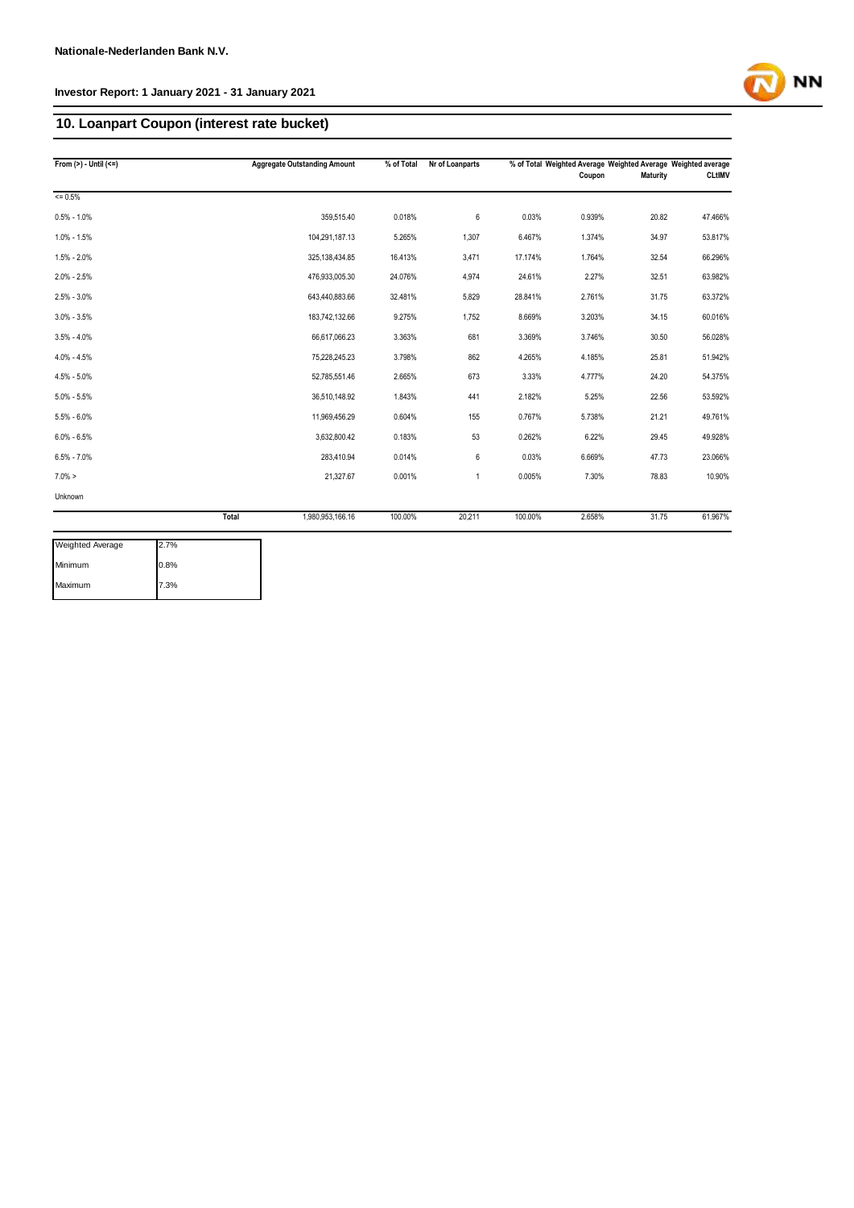## 10. Loanpart Coupon (interest rate bucket)

| From (>) - Until (<=) | | Aggregate Outstanding Amount | % of Total | Nr of Loanparts | % of Total | Weighted Average Coupon | Weighted Average Maturity | Weighted average CLtIMV |
|---|---|---|---|---|---|---|---|---|
| <= 0.5% | | | | | | | | |
| 0.5% - 1.0% | | 359,515.40 | 0.018% | 6 | 0.03% | 0.939% | 20.82 | 47.466% |
| 1.0% - 1.5% | | 104,291,187.13 | 5.265% | 1,307 | 6.467% | 1.374% | 34.97 | 53.817% |
| 1.5% - 2.0% | | 325,138,434.85 | 16.413% | 3,471 | 17.174% | 1.764% | 32.54 | 66.296% |
| 2.0% - 2.5% | | 476,933,005.30 | 24.076% | 4,974 | 24.61% | 2.27% | 32.51 | 63.982% |
| 2.5% - 3.0% | | 643,440,883.66 | 32.481% | 5,829 | 28.841% | 2.761% | 31.75 | 63.372% |
| 3.0% - 3.5% | | 183,742,132.66 | 9.275% | 1,752 | 8.669% | 3.203% | 34.15 | 60.016% |
| 3.5% - 4.0% | | 66,617,066.23 | 3.363% | 681 | 3.369% | 3.746% | 30.50 | 56.028% |
| 4.0% - 4.5% | | 75,228,245.23 | 3.798% | 862 | 4.265% | 4.185% | 25.81 | 51.942% |
| 4.5% - 5.0% | | 52,785,551.46 | 2.665% | 673 | 3.33% | 4.777% | 24.20 | 54.375% |
| 5.0% - 5.5% | | 36,510,148.92 | 1.843% | 441 | 2.182% | 5.25% | 22.56 | 53.592% |
| 5.5% - 6.0% | | 11,969,456.29 | 0.604% | 155 | 0.767% | 5.738% | 21.21 | 49.761% |
| 6.0% - 6.5% | | 3,632,800.42 | 0.183% | 53 | 0.262% | 6.22% | 29.45 | 49.928% |
| 6.5% - 7.0% | | 283,410.94 | 0.014% | 6 | 0.03% | 6.669% | 47.73 | 23.066% |
| 7.0% > | | 21,327.67 | 0.001% | 1 | 0.005% | 7.30% | 78.83 | 10.90% |
| Unknown | | | | | | | | |
| | Total | 1,980,953,166.16 | 100.00% | 20,211 | 100.00% | 2.658% | 31.75 | 61.967% |

| | |
|---|---|
| Weighted Average | 2.7% |
| Minimum | 0.8% |
| Maximum | 7.3% |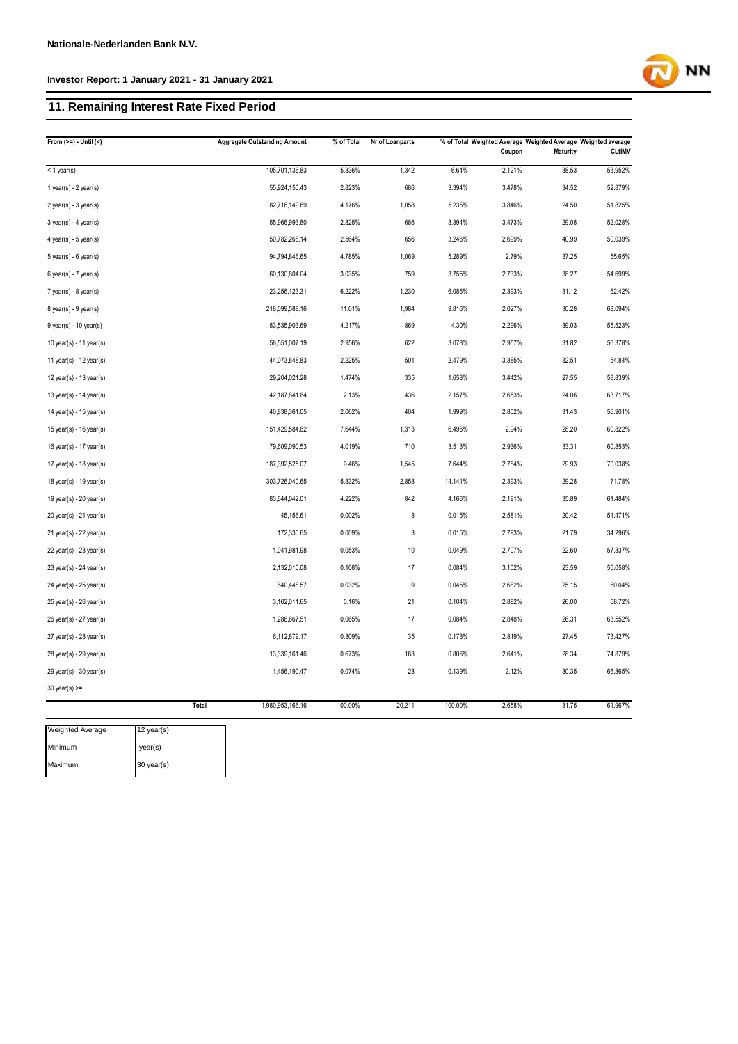**Nationale-Nederlanden Bank N.V.**

**Investor Report: 1 January 2021 - 31 January 2021**

## 11. Remaining Interest Rate Fixed Period

| From (>=) - Until (<) | Aggregate Outstanding Amount | % of Total | Nr of Loanparts | % of Total | Weighted Average Coupon | Weighted Average Maturity | Weighted average CLtIMV |
|---|---|---|---|---|---|---|---|
| < 1 year(s) | 105,701,136.83 | 5.336% | 1,342 | 6.64% | 2.121% | 38.53 | 53.952% |
| 1 year(s) - 2 year(s) | 55,924,150.43 | 2.823% | 686 | 3.394% | 3.478% | 34.52 | 52.879% |
| 2 year(s) - 3 year(s) | 82,716,149.69 | 4.176% | 1,058 | 5.235% | 3.846% | 24.50 | 51.825% |
| 3 year(s) - 4 year(s) | 55,966,993.80 | 2.825% | 686 | 3.394% | 3.473% | 29.08 | 52.028% |
| 4 year(s) - 5 year(s) | 50,782,268.14 | 2.564% | 656 | 3.246% | 2.699% | 40.99 | 50.039% |
| 5 year(s) - 6 year(s) | 94,794,846.65 | 4.785% | 1,069 | 5.289% | 2.79% | 37.25 | 55.65% |
| 6 year(s) - 7 year(s) | 60,130,804.04 | 3.035% | 759 | 3.755% | 2.733% | 38.27 | 54.699% |
| 7 year(s) - 8 year(s) | 123,256,123.31 | 6.222% | 1,230 | 6.086% | 2.393% | 31.12 | 62.42% |
| 8 year(s) - 9 year(s) | 218,099,588.16 | 11.01% | 1,984 | 9.816% | 2.027% | 30.28 | 68.094% |
| 9 year(s) - 10 year(s) | 83,535,903.69 | 4.217% | 869 | 4.30% | 2.296% | 39.03 | 55.523% |
| 10 year(s) - 11 year(s) | 58,551,007.19 | 2.956% | 622 | 3.078% | 2.957% | 31.82 | 56.378% |
| 11 year(s) - 12 year(s) | 44,073,848.83 | 2.225% | 501 | 2.479% | 3.385% | 32.51 | 54.84% |
| 12 year(s) - 13 year(s) | 29,204,021.28 | 1.474% | 335 | 1.658% | 3.442% | 27.55 | 58.839% |
| 13 year(s) - 14 year(s) | 42,187,841.84 | 2.13% | 436 | 2.157% | 2.653% | 24.06 | 63.717% |
| 14 year(s) - 15 year(s) | 40,838,361.05 | 2.062% | 404 | 1.999% | 2.802% | 31.43 | 56.901% |
| 15 year(s) - 16 year(s) | 151,429,584.82 | 7.644% | 1,313 | 6.496% | 2.94% | 28.20 | 60.822% |
| 16 year(s) - 17 year(s) | 79,609,090.53 | 4.019% | 710 | 3.513% | 2.936% | 33.31 | 60.853% |
| 17 year(s) - 18 year(s) | 187,392,525.07 | 9.46% | 1,545 | 7.644% | 2.784% | 29.93 | 70.038% |
| 18 year(s) - 19 year(s) | 303,726,040.65 | 15.332% | 2,858 | 14.141% | 2.393% | 29.28 | 71.78% |
| 19 year(s) - 20 year(s) | 83,644,042.01 | 4.222% | 842 | 4.166% | 2.191% | 35.89 | 61.484% |
| 20 year(s) - 21 year(s) | 45,156.61 | 0.002% | 3 | 0.015% | 2.581% | 20.42 | 51.471% |
| 21 year(s) - 22 year(s) | 172,330.65 | 0.009% | 3 | 0.015% | 2.793% | 21.79 | 34.296% |
| 22 year(s) - 23 year(s) | 1,041,981.98 | 0.053% | 10 | 0.049% | 2.707% | 22.60 | 57.337% |
| 23 year(s) - 24 year(s) | 2,132,010.08 | 0.108% | 17 | 0.084% | 3.102% | 23.59 | 55.058% |
| 24 year(s) - 25 year(s) | 640,448.57 | 0.032% | 9 | 0.045% | 2.682% | 25.15 | 60.04% |
| 25 year(s) - 26 year(s) | 3,162,011.65 | 0.16% | 21 | 0.104% | 2.882% | 26.00 | 58.72% |
| 26 year(s) - 27 year(s) | 1,286,667.51 | 0.065% | 17 | 0.084% | 2.848% | 26.31 | 63.552% |
| 27 year(s) - 28 year(s) | 6,112,879.17 | 0.309% | 35 | 0.173% | 2.819% | 27.45 | 73.427% |
| 28 year(s) - 29 year(s) | 13,339,161.46 | 0.673% | 163 | 0.806% | 2.641% | 28.34 | 74.879% |
| 29 year(s) - 30 year(s) | 1,456,190.47 | 0.074% | 28 | 0.139% | 2.12% | 30.35 | 66.365% |
| 30 year(s) >= | | | | | | | |
| Total | 1,980,953,166.16 | 100.00% | 20,211 | 100.00% | 2.658% | 31.75 | 61.967% |

| | |
|---|---|
| Weighted Average | 12 year(s) |
| Minimum | year(s) |
| Maximum | 30 year(s) |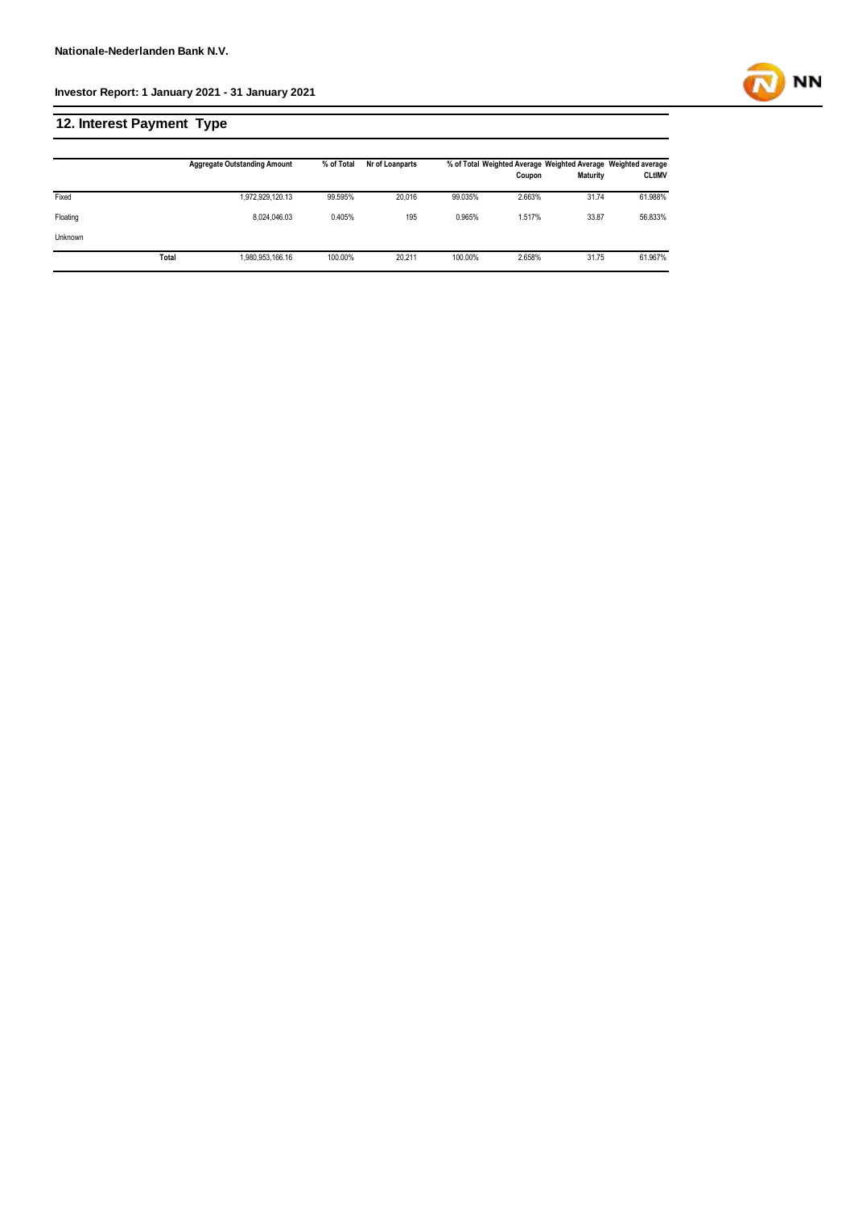## 12. Interest Payment Type

| | Aggregate Outstanding Amount | % of Total | Nr of Loanparts | % of Total | Weighted Average Coupon | Weighted Average Maturity | Weighted average CLtIMV |
|---|---|---|---|---|---|---|---|
| Fixed | 1,972,929,120.13 | 99.595% | 20,016 | 99.035% | 2.663% | 31.74 | 61.988% |
| Floating | 8,024,046.03 | 0.405% | 195 | 0.965% | 1.517% | 33.87 | 56.833% |
| Unknown | | | | | | | |
| **Total** | 1,980,953,166.16 | 100.00% | 20,211 | 100.00% | 2.658% | 31.75 | 61.967% |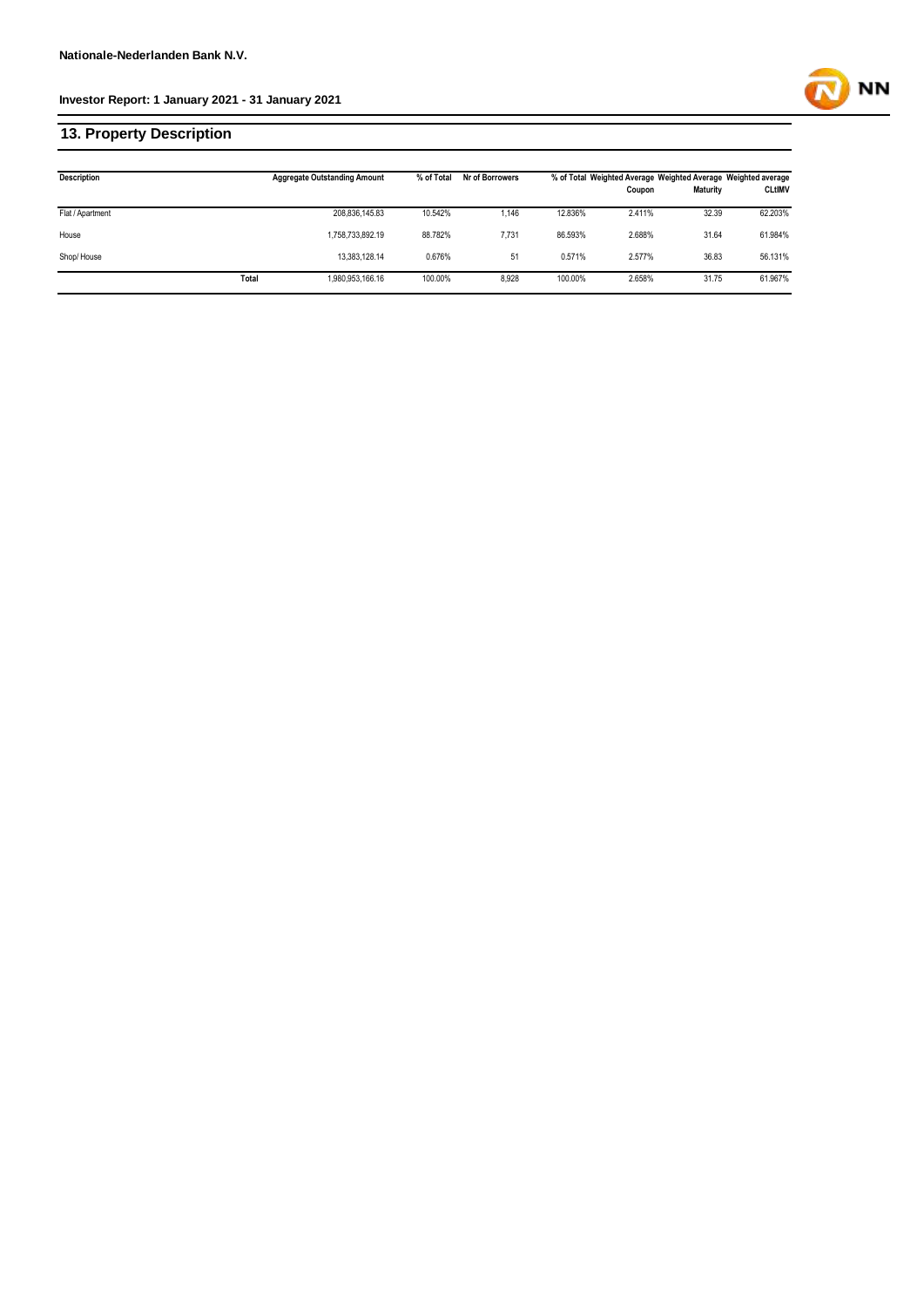## 13. Property Description

| Description | | Aggregate Outstanding Amount | % of Total | Nr of Borrowers | % of Total | Weighted Average Coupon | Weighted Average Maturity | Weighted average CLtIMV |
|---|---|---|---|---|---|---|---|---|
| Flat / Apartment | | 208,836,145.83 | 10.542% | 1,146 | 12.836% | 2.411% | 32.39 | 62.203% |
| House | | 1,758,733,892.19 | 88.782% | 7,731 | 86.593% | 2.688% | 31.64 | 61.984% |
| Shop/ House | | 13,383,128.14 | 0.676% | 51 | 0.571% | 2.577% | 36.83 | 56.131% |
| | Total | 1,980,953,166.16 | 100.00% | 8,928 | 100.00% | 2.658% | 31.75 | 61.967% |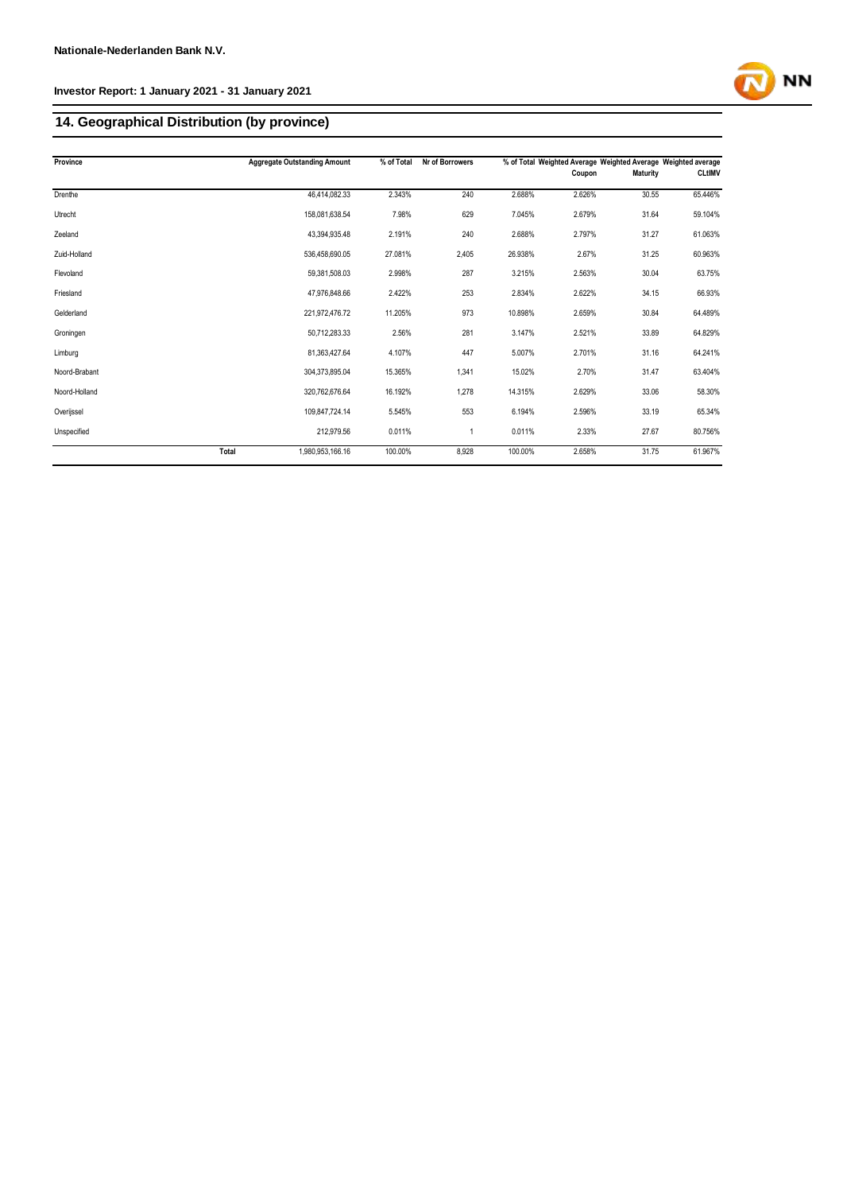## 14. Geographical Distribution (by province)

| Province | | Aggregate Outstanding Amount | % of Total | Nr of Borrowers | % of Total | Weighted Average Coupon | Weighted Average Maturity | Weighted average CLtIMV |
|---|---|---|---|---|---|---|---|---|
| Drenthe | | 46,414,082.33 | 2.343% | 240 | 2.688% | 2.626% | 30.55 | 65.446% |
| Utrecht | | 158,081,638.54 | 7.98% | 629 | 7.045% | 2.679% | 31.64 | 59.104% |
| Zeeland | | 43,394,935.48 | 2.191% | 240 | 2.688% | 2.797% | 31.27 | 61.063% |
| Zuid-Holland | | 536,458,690.05 | 27.081% | 2,405 | 26.938% | 2.67% | 31.25 | 60.963% |
| Flevoland | | 59,381,508.03 | 2.998% | 287 | 3.215% | 2.563% | 30.04 | 63.75% |
| Friesland | | 47,976,848.66 | 2.422% | 253 | 2.834% | 2.622% | 34.15 | 66.93% |
| Gelderland | | 221,972,476.72 | 11.205% | 973 | 10.898% | 2.659% | 30.84 | 64.489% |
| Groningen | | 50,712,283.33 | 2.56% | 281 | 3.147% | 2.521% | 33.89 | 64.829% |
| Limburg | | 81,363,427.64 | 4.107% | 447 | 5.007% | 2.701% | 31.16 | 64.241% |
| Noord-Brabant | | 304,373,895.04 | 15.365% | 1,341 | 15.02% | 2.70% | 31.47 | 63.404% |
| Noord-Holland | | 320,762,676.64 | 16.192% | 1,278 | 14.315% | 2.629% | 33.06 | 58.30% |
| Overijssel | | 109,847,724.14 | 5.545% | 553 | 6.194% | 2.596% | 33.19 | 65.34% |
| Unspecified | | 212,979.56 | 0.011% | 1 | 0.011% | 2.33% | 27.67 | 80.756% |
| | Total | 1,980,953,166.16 | 100.00% | 8,928 | 100.00% | 2.658% | 31.75 | 61.967% |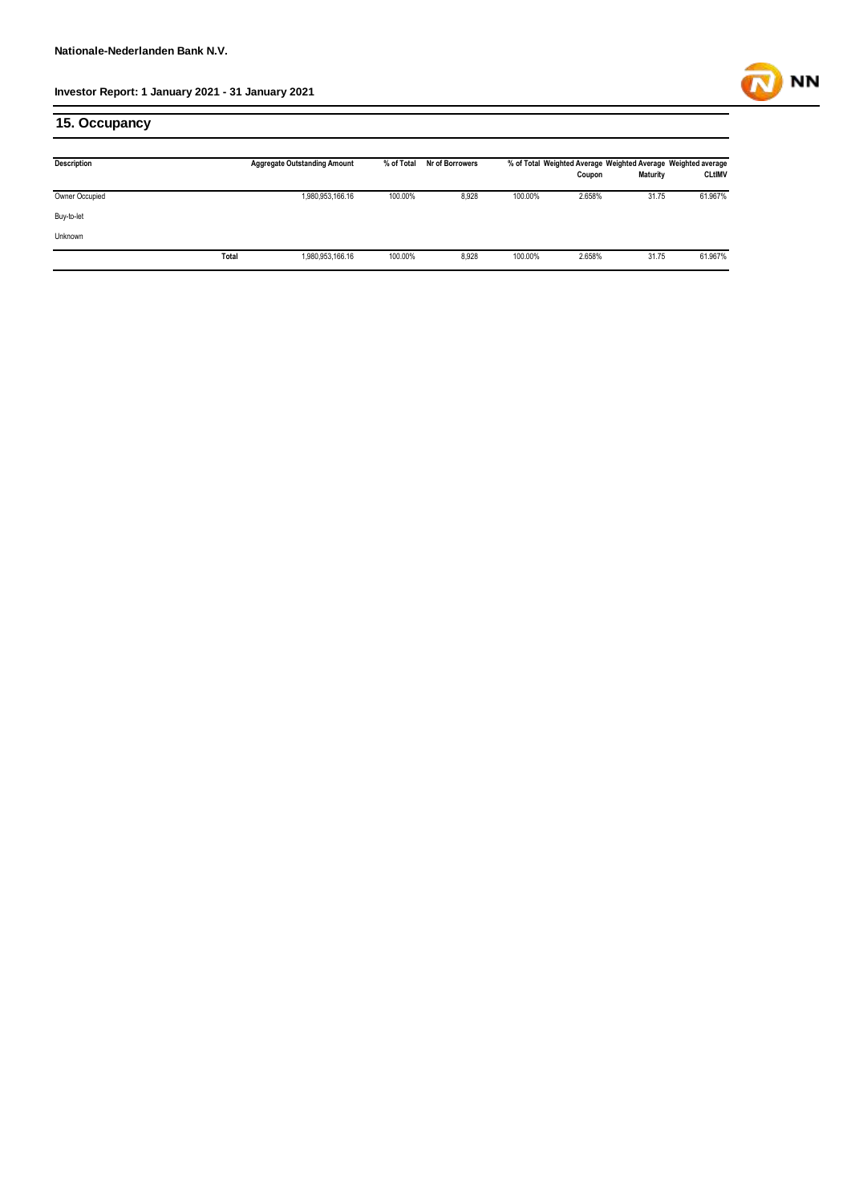## 15. Occupancy

| Description | | Aggregate Outstanding Amount | % of Total | Nr of Borrowers | % of Total | Weighted Average Coupon | Weighted Average Maturity | Weighted average CLtIMV |
|---|---|---|---|---|---|---|---|---|
| Owner Occupied | | 1,980,953,166.16 | 100.00% | 8,928 | 100.00% | 2.658% | 31.75 | 61.967% |
| Buy-to-let | | | | | | | | |
| Unknown | | | | | | | | |
| | Total | 1,980,953,166.16 | 100.00% | 8,928 | 100.00% | 2.658% | 31.75 | 61.967% |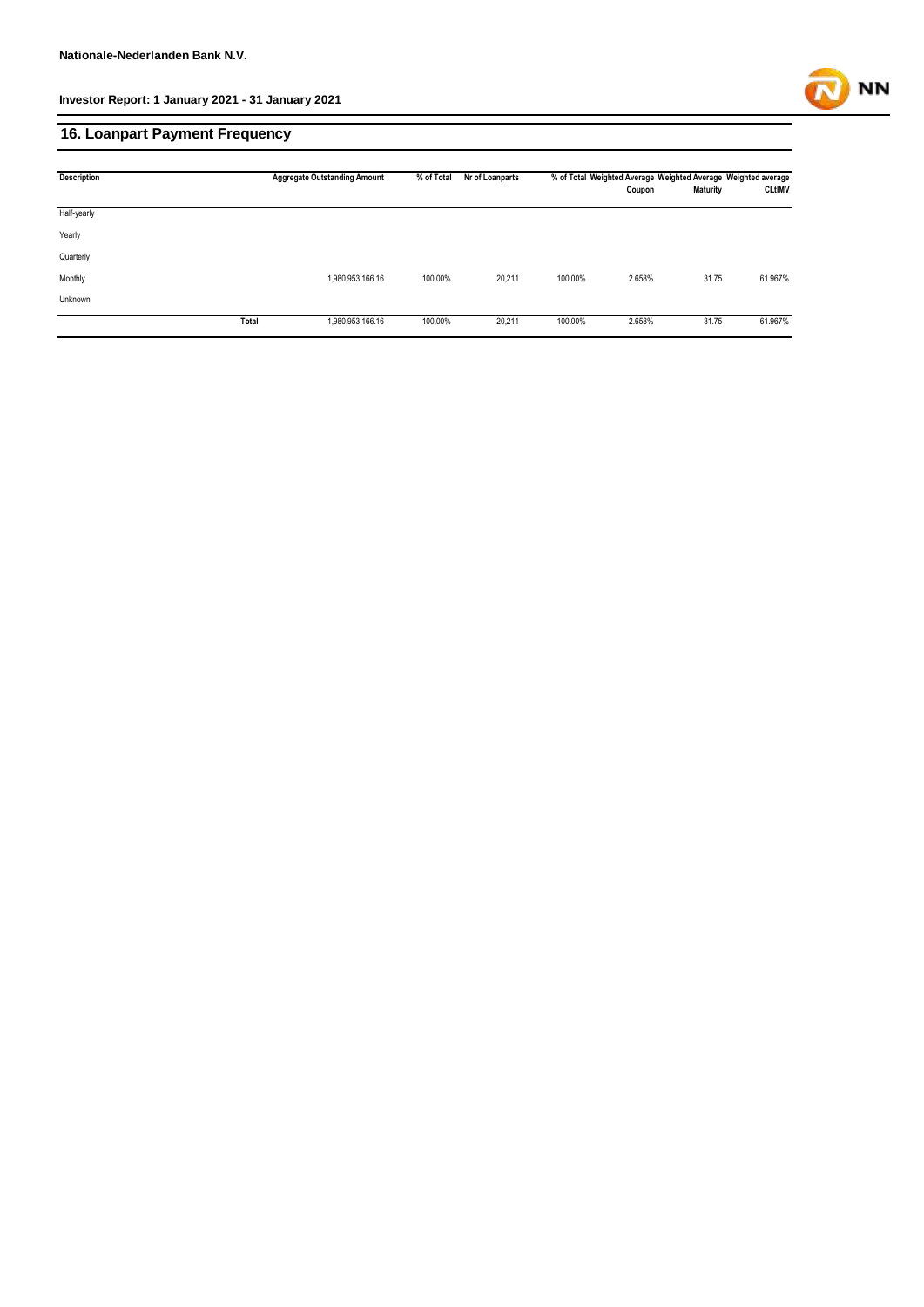## 16. Loanpart Payment Frequency

| Description | | Aggregate Outstanding Amount | % of Total | Nr of Loanparts | % of Total | Weighted Average Coupon | Weighted Average Maturity | Weighted average CLtIMV |
|---|---|---|---|---|---|---|---|---|
| Half-yearly | | | | | | | | |
| Yearly | | | | | | | | |
| Quarterly | | | | | | | | |
| Monthly | | 1,980,953,166.16 | 100.00% | 20,211 | 100.00% | 2.658% | 31.75 | 61.967% |
| Unknown | | | | | | | | |
| | **Total** | 1,980,953,166.16 | 100.00% | 20,211 | 100.00% | 2.658% | 31.75 | 61.967% |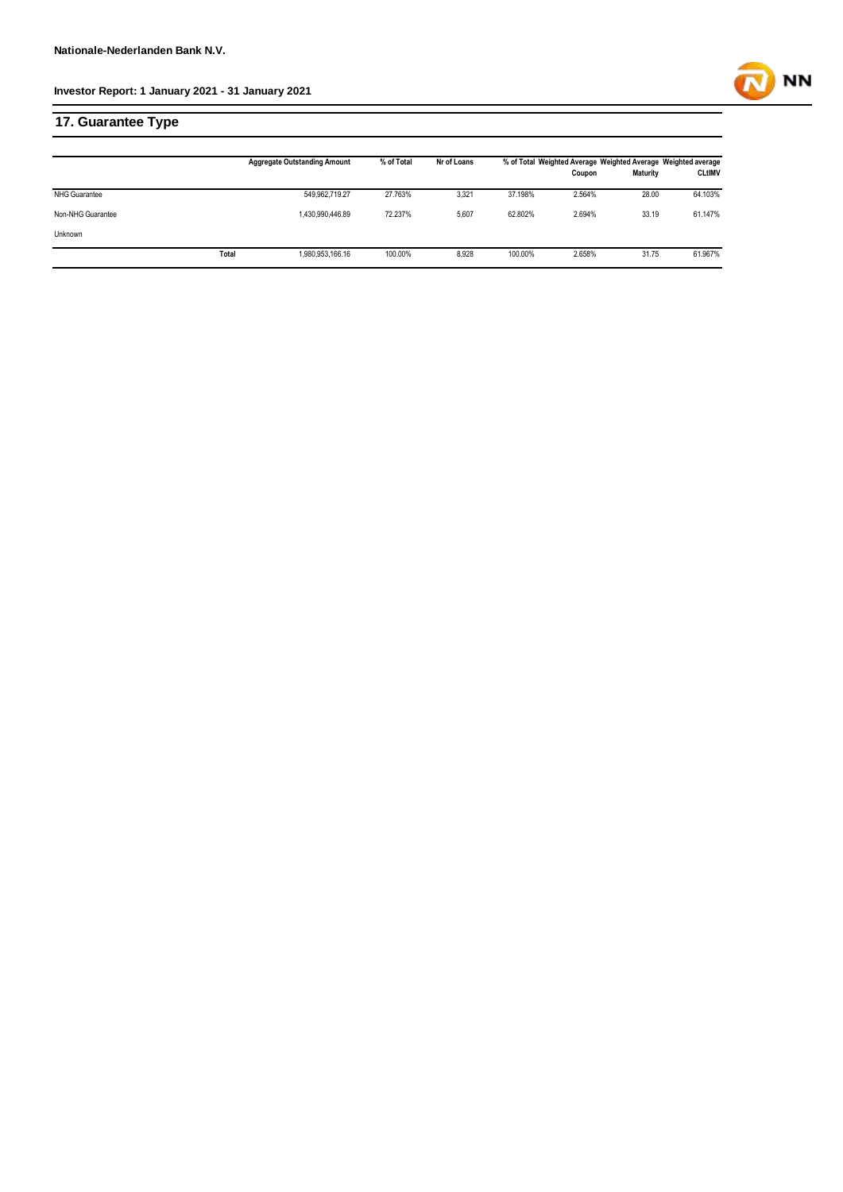## 17. Guarantee Type

| | Aggregate Outstanding Amount | % of Total | Nr of Loans | % of Total | Weighted Average Coupon | Weighted Average Maturity | Weighted average CLtIMV |
|---|---|---|---|---|---|---|---|
| NHG Guarantee | 549,962,719.27 | 27.763% | 3,321 | 37.198% | 2.564% | 28.00 | 64.103% |
| Non-NHG Guarantee | 1,430,990,446.89 | 72.237% | 5,607 | 62.802% | 2.694% | 33.19 | 61.147% |
| Unknown | | | | | | | |
| Total | 1,980,953,166.16 | 100.00% | 8,928 | 100.00% | 2.658% | 31.75 | 61.967% |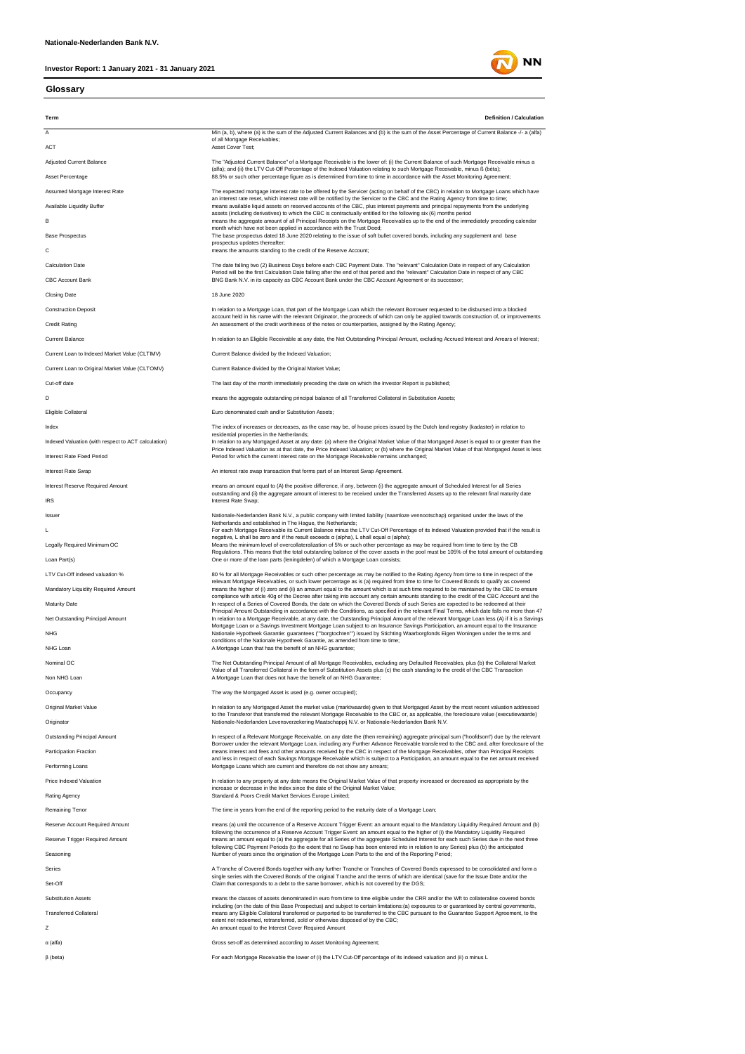**Nationale-Nederlanden Bank N.V.**

**Investor Report: 1 January 2021 - 31 January 2021**

## Glossary

| Term | Definition / Calculation |
|---|---|
| A | Min (a, b), where (a) is the sum of the Adjusted Current Balances and (b) is the sum of the Asset Percentage of Current Balance -/- a (alfa) of all Mortgage Receivables; |
| ACT | Asset Cover Test; |
| Adjusted Current Balance | The "Adjusted Current Balance" of a Mortgage Receivable is the lower of: (i) the Current Balance of such Mortgage Receivable minus a (alfa); and (ii) the LTV Cut-Off Percentage of the Indexed Valuation relating to such Mortgage Receivable, minus ß (bèta); |
| Asset Percentage | 88.5% or such other percentage figure as is determined from time to time in accordance with the Asset Monitoring Agreement; |
| Assumed Mortgage Interest Rate | The expected mortgage interest rate to be offered by the Servicer (acting on behalf of the CBC) in relation to Mortgage Loans which have an interest rate reset, which interest rate will be notified by the Servicer to the CBC and the Rating Agency from time to time; |
| Available Liquidity Buffer | means available liquid assets on reserved accounts of the CBC, plus interest payments and principal repayments from the underlying assets (including derivatives) to which the CBC is contractually entitled for the following six (6) months period |
| B | means the aggregate amount of all Principal Receipts on the Mortgage Receivables up to the end of the immediately preceding calendar month which have not been applied in accordance with the Trust Deed; |
| Base Prospectus | The base prospectus dated 18 June 2020 relating to the issue of soft bullet covered bonds, including any supplement and base prospectus updates thereafter; |
| C | means the amounts standing to the credit of the Reserve Account; |
| Calculation Date | The date falling two (2) Business Days before each CBC Payment Date. The "relevant" Calculation Date in respect of any Calculation Period will be the first Calculation Date falling after the end of that period and the "relevant" Calculation Date in respect of any CBC |
| CBC Account Bank | BNG Bank N.V. in its capacity as CBC Account Bank under the CBC Account Agreement or its successor; |
| Closing Date | 18 June 2020 |
| Construction Deposit | In relation to a Mortgage Loan, that part of the Mortgage Loan which the relevant Borrower requested to be disbursed into a blocked account held in his name with the relevant Originator, the proceeds of which can only be applied towards construction of, or improvements |
| Credit Rating | An assessment of the credit worthiness of the notes or counterparties, assigned by the Rating Agency; |
| Current Balance | In relation to an Eligible Receivable at any date, the Net Outstanding Principal Amount, excluding Accrued Interest and Arrears of Interest; |
| Current Loan to Indexed Market Value (CLTIMV) | Current Balance divided by the Indexed Valuation; |
| Current Loan to Original Market Value (CLTOMV) | Current Balance divided by the Original Market Value; |
| Cut-off date | The last day of the month immediately preceding the date on which the Investor Report is published; |
| D | means the aggregate outstanding principal balance of all Transferred Collateral in Substitution Assets; |
| Eligible Collateral | Euro denominated cash and/or Substitution Assets; |
| Index | The index of increases or decreases, as the case may be, of house prices issued by the Dutch land registry (kadaster) in relation to residential properties in the Netherlands; |
| Indexed Valuation (with respect to ACT calculation) | In relation to any Mortgaged Asset at any date: (a) where the Original Market Value of that Mortgaged Asset is equal to or greater than the Price Indexed Valuation as at that date, the Price Indexed Valuation; or (b) where the Original Market Value of that Mortgaged Asset is less |
| Interest Rate Fixed Period | Period for which the current interest rate on the Mortgage Receivable remains unchanged; |
| Interest Rate Swap | An interest rate swap transaction that forms part of an Interest Swap Agreement. |
| Interest Reserve Required Amount | means an amount equal to (A) the positive difference, if any, between (i) the aggregate amount of Scheduled Interest for all Series outstanding and (ii) the aggregate amount of interest to be received under the Transferred Assets up to the relevant final maturity date |
| IRS | Interest Rate Swap; |
| Issuer | Nationale-Nederlanden Bank N.V., a public company with limited liability (naamloze vennootschap) organised under the laws of the Netherlands and established in The Hague, the Netherlands; |
| L | For each Mortgage Receivable its Current Balance minus the LTV Cut-Off Percentage of its Indexed Valuation provided that if the result is negative, L shall be zero and if the result exceeds α (alpha), L shall equal α (alpha); |
| Legally Required Minimum OC | Means the minimum level of overcollateralization of 5% or such other percentage as may be required from time to time by the CB Regulations. This means that the total outstanding balance of the cover assets in the pool must be 105% of the total amount of outstanding |
| Loan Part(s) | One or more of the loan parts (leningdelen) of which a Mortgage Loan consists; |
| LTV Cut-Off indexed valuation % | 80 % for all Mortgage Receivables or such other percentage as may be notified to the Rating Agency from time to time in respect of the relevant Mortgage Receivables, or such lower percentage as is (a) required from time to time for Covered Bonds to qualify as covered |
| Mandatory Liquidity Required Amount | means the higher of (i) zero and (ii) an amount equal to the amount which is at such time required to be maintained by the CBC to ensure compliance with article 40g of the Decree after taking into account any certain amounts standing to the credit of the CBC Account and the |
| Maturity Date | In respect of a Series of Covered Bonds, the date on which the Covered Bonds of such Series are expected to be redeemed at their Principal Amount Outstanding in accordance with the Conditions, as specified in the relevant Final Terms, which date falls no more than 47 |
| Net Outstanding Principal Amount | In relation to a Mortgage Receivable, at any date, the Outstanding Principal Amount of the relevant Mortgage Loan less (A) if it is a Savings Mortgage Loan or a Savings Investment Mortgage Loan subject to an Insurance Savings Participation, an amount equal to the Insurance |
| NHG | Nationale Hypotheek Garantie: guarantees (""borgtochten"") issued by Stichting Waarborgfonds Eigen Woningen under the terms and conditions of the Nationale Hypotheek Garantie, as amended from time to time; |
| NHG Loan | A Mortgage Loan that has the benefit of an NHG guarantee; |
| Nominal OC | The Net Outstanding Principal Amount of all Mortgage Receivables, excluding any Defaulted Receivables, plus (b) the Collateral Market Value of all Transferred Collateral in the form of Substitution Assets plus (c) the cash standing to the credit of the CBC Transaction |
| Non NHG Loan | A Mortgage Loan that does not have the benefit of an NHG Guarantee; |
| Occupancy | The way the Mortgaged Asset is used (e.g. owner occupied); |
| Original Market Value | In relation to any Mortgaged Asset the market value (marktwaarde) given to that Mortgaged Asset by the most recent valuation addressed to the Transferor that transferred the relevant Mortgage Receivable to the CBC or, as applicable, the foreclosure value (executiewaarde) |
| Originator | Nationale-Nederlanden Levensverzekering Maatschappij N.V. or Nationale-Nederlanden Bank N.V. |
| Outstanding Principal Amount | In respect of a Relevant Mortgage Receivable, on any date the (then remaining) aggregate principal sum ("hoofdsom") due by the relevant Borrower under the relevant Mortgage Loan, including any Further Advance Receivable transferred to the CBC and, after foreclosure of the |
| Participation Fraction | means interest and fees and other amounts received by the CBC in respect of the Mortgage Receivables, other than Principal Receipts and less in respect of each Savings Mortgage Receivable which is subject to a Participation, an amount equal to the net amount received |
| Performing Loans | Mortgage Loans which are current and therefore do not show any arrears; |
| Price Indexed Valuation | In relation to any property at any date means the Original Market Value of that property increased or decreased as appropriate by the increase or decrease in the Index since the date of the Original Market Value; |
| Rating Agency | Standard & Poors Credit Market Services Europe Limited; |
| Remaining Tenor | The time in years from the end of the reporting period to the maturity date of a Mortgage Loan; |
| Reserve Account Required Amount | means (a) until the occurrence of a Reserve Account Trigger Event: an amount equal to the Mandatory Liquidity Required Amount and (b) following the occurrence of a Reserve Account Trigger Event: an amount equal to the higher of (i) the Mandatory Liquidity Required |
| Reserve Trigger Required Amount | means an amount equal to (a) the aggregate for all Series of the aggregate Scheduled Interest for each such Series due in the next three following CBC Payment Periods (to the extent that no Swap has been entered into in relation to any Series) plus (b) the anticipated |
| Seasoning | Number of years since the origination of the Mortgage Loan Parts to the end of the Reporting Period; |
| Series | A Tranche of Covered Bonds together with any further Tranche or Tranches of Covered Bonds expressed to be consolidated and form a single series with the Covered Bonds of the original Tranche and the terms of which are identical (save for the Issue Date and/or the |
| Set-Off | Claim that corresponds to a debt to the same borrower, which is not covered by the DGS; |
| Substitution Assets | means the classes of assets denominated in euro from time to time eligible under the CRR and/or the Wft to collateralise covered bonds including (on the date of this Base Prospectus) and subject to certain limitations:(a) exposures to or guaranteed by central governments, |
| Transferred Collateral | means any Eligible Collateral transferred or purported to be transferred to the CBC pursuant to the Guarantee Support Agreement, to the extent not redeemed, retransferred, sold or otherwise disposed of by the CBC; |
| Z | An amount equal to the Interest Cover Required Amount |
| α (alfa) | Gross set-off as determined according to Asset Monitoring Agreement; |
| β (beta) | For each Mortgage Receivable the lower of (i) the LTV Cut-Off percentage of its indexed valuation and (ii) α minus L |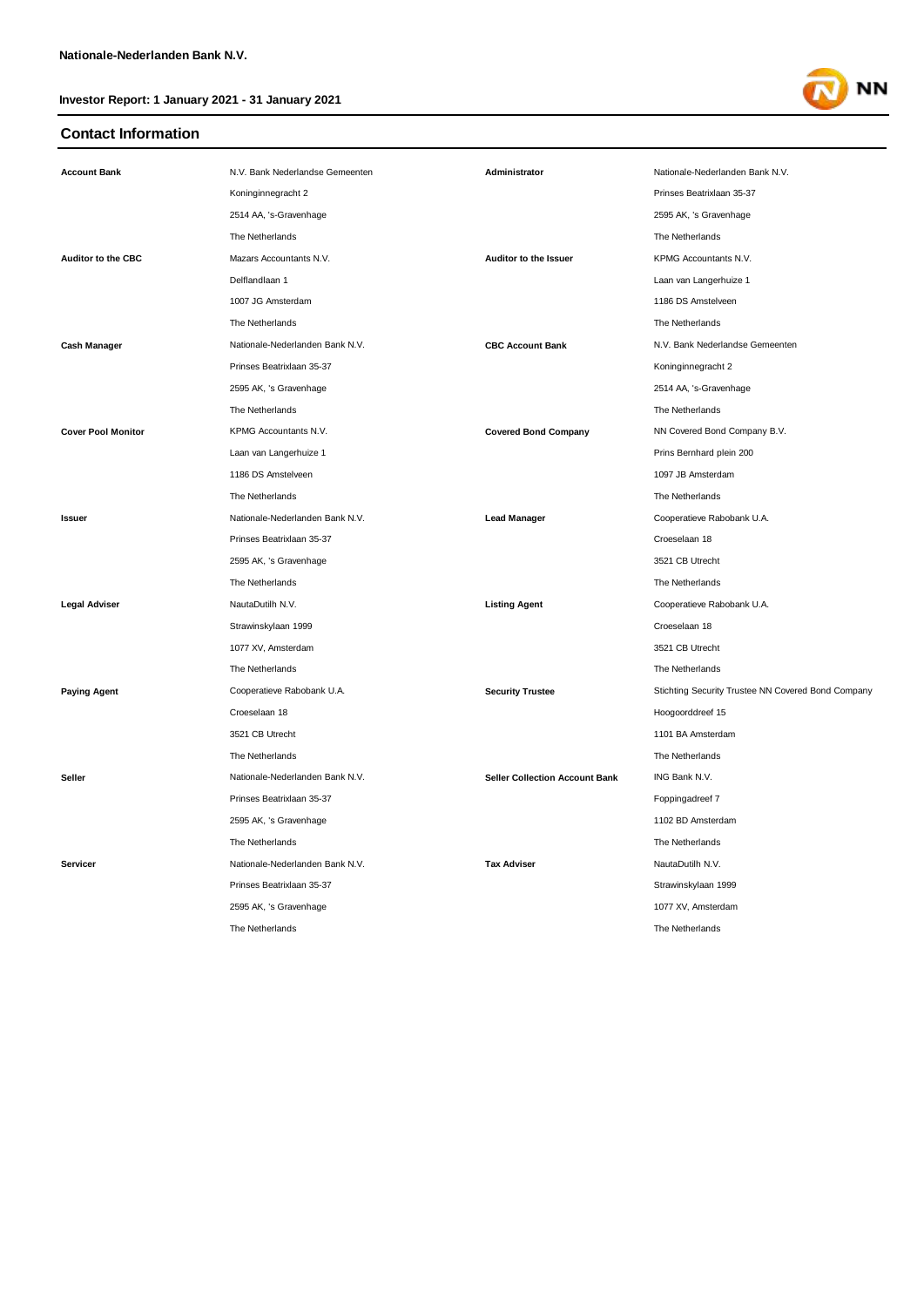## Contact Information

| | | | |
|---|---|---|---|
| **Account Bank** | N.V. Bank Nederlandse Gemeenten | **Administrator** | Nationale-Nederlanden Bank N.V. |
| | Koninginnegracht 2 | | Prinses Beatrixlaan 35-37 |
| | 2514 AA, 's-Gravenhage | | 2595 AK, 's Gravenhage |
| | The Netherlands | | The Netherlands |
| **Auditor to the CBC** | Mazars Accountants N.V. | **Auditor to the Issuer** | KPMG Accountants N.V. |
| | Delflandlaan 1 | | Laan van Langerhuize 1 |
| | 1007 JG Amsterdam | | 1186 DS Amstelveen |
| | The Netherlands | | The Netherlands |
| **Cash Manager** | Nationale-Nederlanden Bank N.V. | **CBC Account Bank** | N.V. Bank Nederlandse Gemeenten |
| | Prinses Beatrixlaan 35-37 | | Koninginnegracht 2 |
| | 2595 AK, 's Gravenhage | | 2514 AA, 's-Gravenhage |
| | The Netherlands | | The Netherlands |
| **Cover Pool Monitor** | KPMG Accountants N.V. | **Covered Bond Company** | NN Covered Bond Company B.V. |
| | Laan van Langerhuize 1 | | Prins Bernhard plein 200 |
| | 1186 DS Amstelveen | | 1097 JB Amsterdam |
| | The Netherlands | | The Netherlands |
| **Issuer** | Nationale-Nederlanden Bank N.V. | **Lead Manager** | Cooperatieve Rabobank U.A. |
| | Prinses Beatrixlaan 35-37 | | Croeselaan 18 |
| | 2595 AK, 's Gravenhage | | 3521 CB Utrecht |
| | The Netherlands | | The Netherlands |
| **Legal Adviser** | NautaDutilh N.V. | **Listing Agent** | Cooperatieve Rabobank U.A. |
| | Strawinskylaan 1999 | | Croeselaan 18 |
| | 1077 XV, Amsterdam | | 3521 CB Utrecht |
| | The Netherlands | | The Netherlands |
| **Paying Agent** | Cooperatieve Rabobank U.A. | **Security Trustee** | Stichting Security Trustee NN Covered Bond Company |
| | Croeselaan 18 | | Hoogoorddreef 15 |
| | 3521 CB Utrecht | | 1101 BA Amsterdam |
| | The Netherlands | | The Netherlands |
| **Seller** | Nationale-Nederlanden Bank N.V. | **Seller Collection Account Bank** | ING Bank N.V. |
| | Prinses Beatrixlaan 35-37 | | Foppingadreef 7 |
| | 2595 AK, 's Gravenhage | | 1102 BD Amsterdam |
| | The Netherlands | | The Netherlands |
| **Servicer** | Nationale-Nederlanden Bank N.V. | **Tax Adviser** | NautaDutilh N.V. |
| | Prinses Beatrixlaan 35-37 | | Strawinskylaan 1999 |
| | 2595 AK, 's Gravenhage | | 1077 XV, Amsterdam |
| | The Netherlands | | The Netherlands |